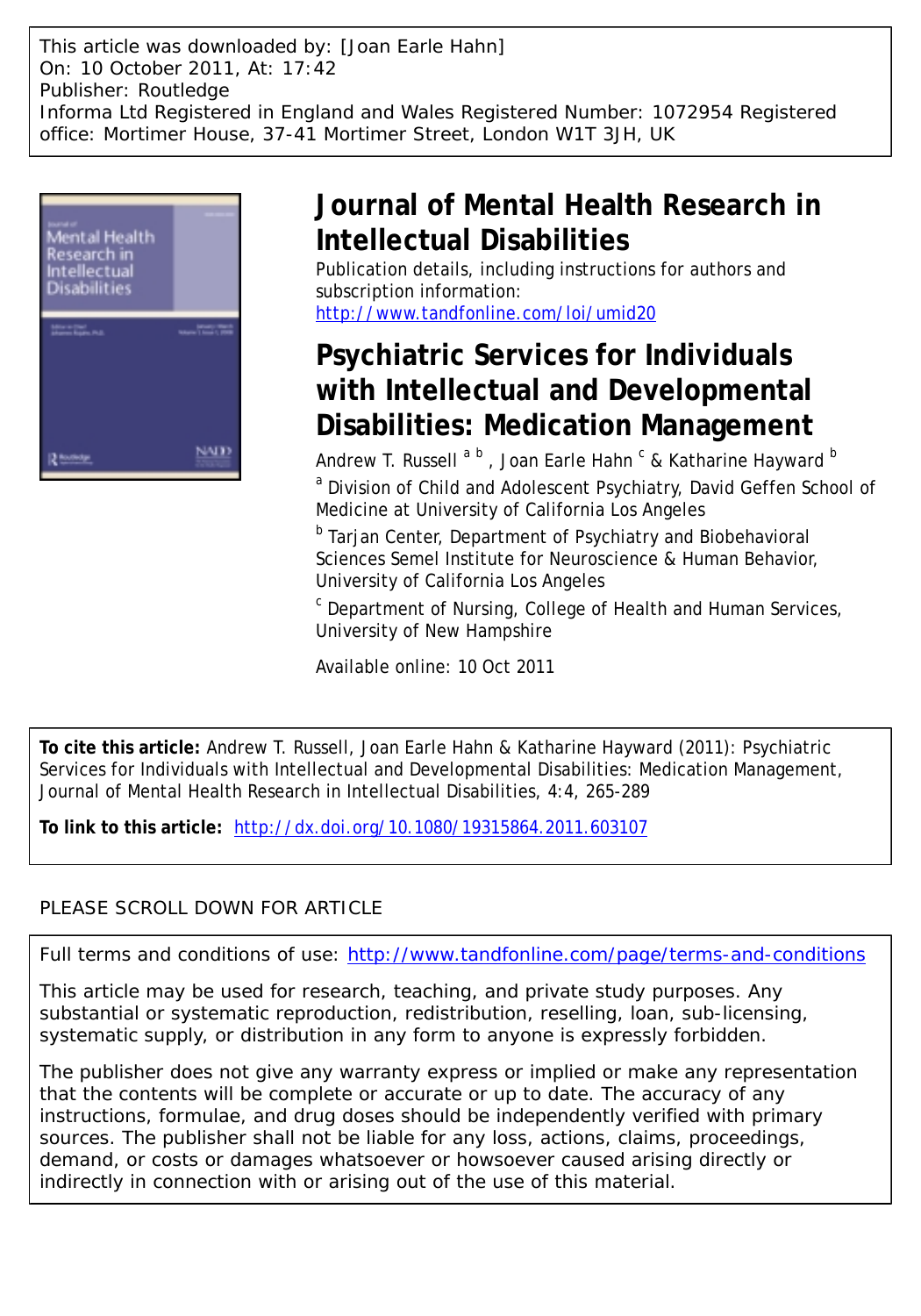This article was downloaded by: [Joan Earle Hahn]
On: 10 October 2011, At: 17:42
Publisher: Routledge
Informa Ltd Registered in England and Wales Registered Number: 1072954 Registered office: Mortimer House, 37-41 Mortimer Street, London W1T 3JH, UK

# Journal of Mental Health Research in Intellectual Disabilities

Publication details, including instructions for authors and subscription information:
http://www.tandfonline.com/loi/umid20

# Psychiatric Services for Individuals with Intellectual and Developmental Disabilities: Medication Management

Andrew T. Russell [a b], Joan Earle Hahn [c] & Katharine Hayward [b]

[a] Division of Child and Adolescent Psychiatry, David Geffen School of Medicine at University of California Los Angeles

[b] Tarjan Center, Department of Psychiatry and Biobehavioral Sciences Semel Institute for Neuroscience & Human Behavior, University of California Los Angeles

[c] Department of Nursing, College of Health and Human Services, University of New Hampshire

Available online: 10 Oct 2011

**To cite this article:** Andrew T. Russell, Joan Earle Hahn & Katharine Hayward (2011): Psychiatric Services for Individuals with Intellectual and Developmental Disabilities: Medication Management, Journal of Mental Health Research in Intellectual Disabilities, 4:4, 265-289

**To link to this article:** http://dx.doi.org/10.1080/19315864.2011.603107

PLEASE SCROLL DOWN FOR ARTICLE

Full terms and conditions of use: http://www.tandfonline.com/page/terms-and-conditions

This article may be used for research, teaching, and private study purposes. Any substantial or systematic reproduction, redistribution, reselling, loan, sub-licensing, systematic supply, or distribution in any form to anyone is expressly forbidden.

The publisher does not give any warranty express or implied or make any representation that the contents will be complete or accurate or up to date. The accuracy of any instructions, formulae, and drug doses should be independently verified with primary sources. The publisher shall not be liable for any loss, actions, claims, proceedings, demand, or costs or damages whatsoever or howsoever caused arising directly or indirectly in connection with or arising out of the use of this material.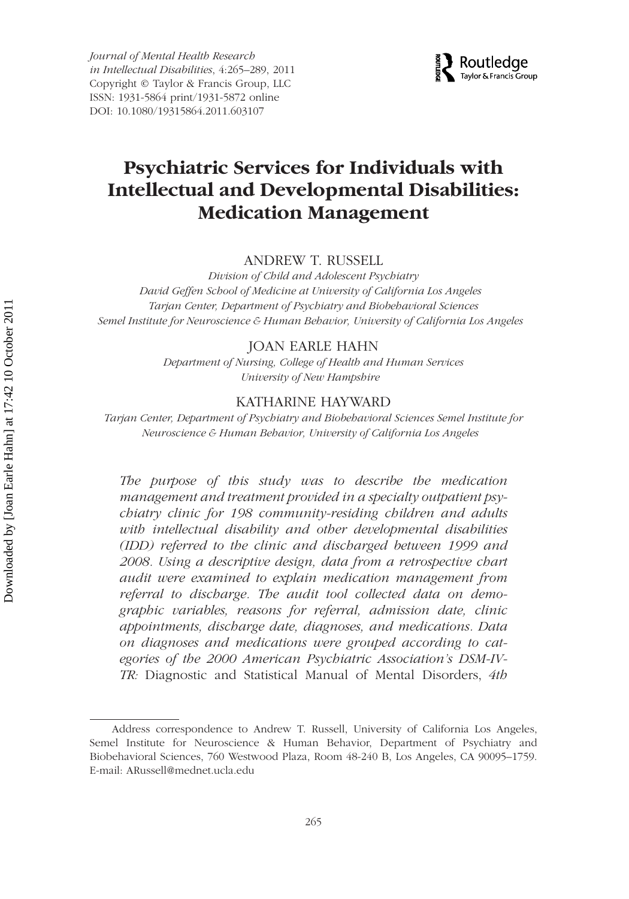*Journal of Mental Health Research in Intellectual Disabilities*, 4:265–289, 2011
Copyright © Taylor & Francis Group, LLC
ISSN: 1931-5864 print/1931-5872 online
DOI: 10.1080/19315864.2011.603107

# Psychiatric Services for Individuals with Intellectual and Developmental Disabilities: Medication Management

ANDREW T. RUSSELL

*Division of Child and Adolescent Psychiatry*
*David Geffen School of Medicine at University of California Los Angeles*
*Tarjan Center, Department of Psychiatry and Biobehavioral Sciences*
*Semel Institute for Neuroscience & Human Behavior, University of California Los Angeles*

JOAN EARLE HAHN

*Department of Nursing, College of Health and Human Services*
*University of New Hampshire*

KATHARINE HAYWARD

*Tarjan Center, Department of Psychiatry and Biobehavioral Sciences Semel Institute for Neuroscience & Human Behavior, University of California Los Angeles*

*The purpose of this study was to describe the medication management and treatment provided in a specialty outpatient psychiatry clinic for 198 community-residing children and adults with intellectual disability and other developmental disabilities (IDD) referred to the clinic and discharged between 1999 and 2008. Using a descriptive design, data from a retrospective chart audit were examined to explain medication management from referral to discharge. The audit tool collected data on demographic variables, reasons for referral, admission date, clinic appointments, discharge date, diagnoses, and medications. Data on diagnoses and medications were grouped according to categories of the 2000 American Psychiatric Association's DSM-IV-TR:* Diagnostic and Statistical Manual of Mental Disorders, *4th*

Address correspondence to Andrew T. Russell, University of California Los Angeles, Semel Institute for Neuroscience & Human Behavior, Department of Psychiatry and Biobehavioral Sciences, 760 Westwood Plaza, Room 48-240 B, Los Angeles, CA 90095–1759. E-mail: ARussell@mednet.ucla.edu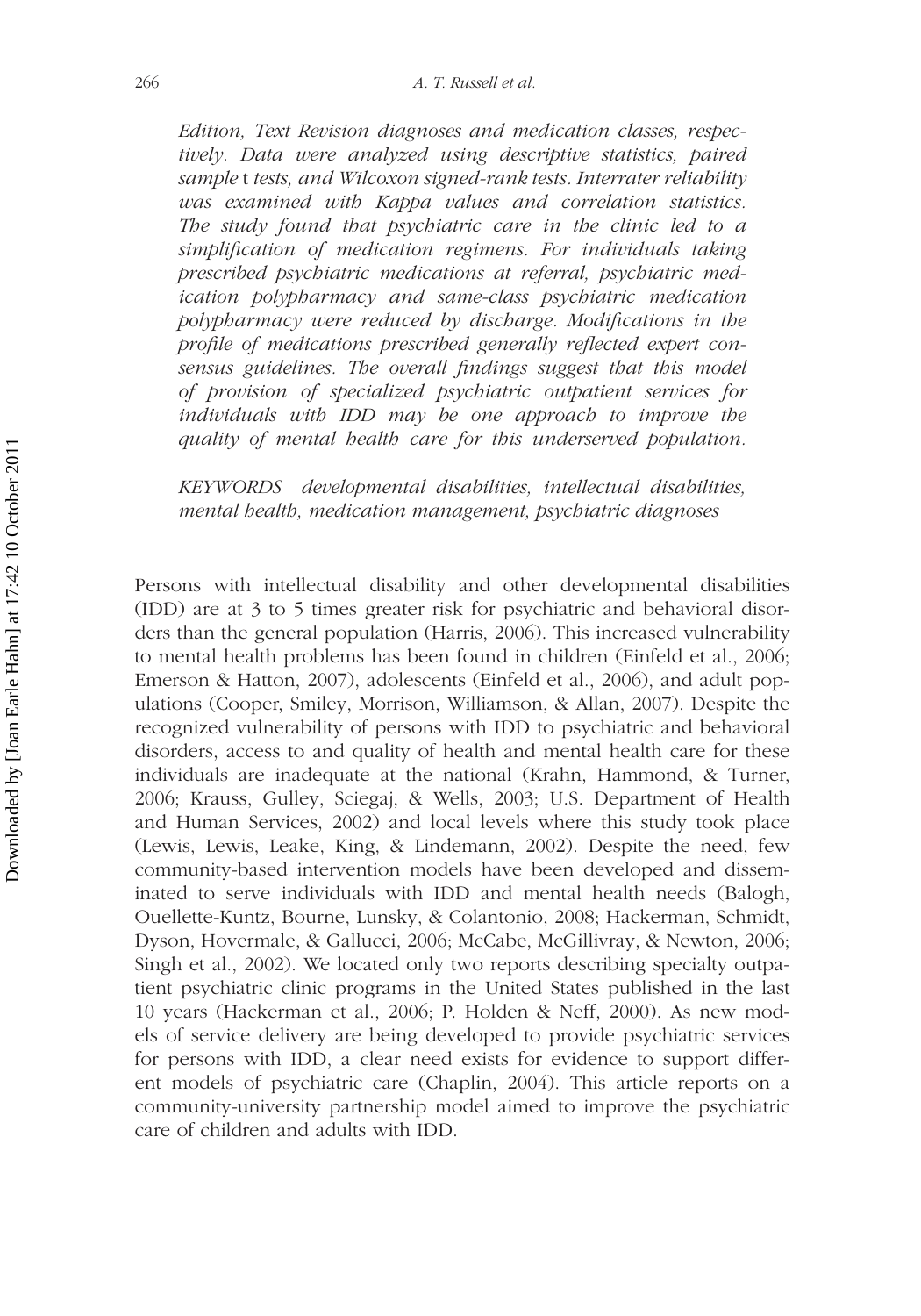*Edition, Text Revision diagnoses and medication classes, respectively. Data were analyzed using descriptive statistics, paired sample* t *tests, and Wilcoxon signed-rank tests. Interrater reliability was examined with Kappa values and correlation statistics. The study found that psychiatric care in the clinic led to a simplification of medication regimens. For individuals taking prescribed psychiatric medications at referral, psychiatric medication polypharmacy and same-class psychiatric medication polypharmacy were reduced by discharge. Modifications in the profile of medications prescribed generally reflected expert consensus guidelines. The overall findings suggest that this model of provision of specialized psychiatric outpatient services for individuals with IDD may be one approach to improve the quality of mental health care for this underserved population.*

*KEYWORDS* *developmental disabilities, intellectual disabilities, mental health, medication management, psychiatric diagnoses*

Persons with intellectual disability and other developmental disabilities (IDD) are at 3 to 5 times greater risk for psychiatric and behavioral disorders than the general population (Harris, 2006). This increased vulnerability to mental health problems has been found in children (Einfeld et al., 2006; Emerson & Hatton, 2007), adolescents (Einfeld et al., 2006), and adult populations (Cooper, Smiley, Morrison, Williamson, & Allan, 2007). Despite the recognized vulnerability of persons with IDD to psychiatric and behavioral disorders, access to and quality of health and mental health care for these individuals are inadequate at the national (Krahn, Hammond, & Turner, 2006; Krauss, Gulley, Sciegaj, & Wells, 2003; U.S. Department of Health and Human Services, 2002) and local levels where this study took place (Lewis, Lewis, Leake, King, & Lindemann, 2002). Despite the need, few community-based intervention models have been developed and disseminated to serve individuals with IDD and mental health needs (Balogh, Ouellette-Kuntz, Bourne, Lunsky, & Colantonio, 2008; Hackerman, Schmidt, Dyson, Hovermale, & Gallucci, 2006; McCabe, McGillivray, & Newton, 2006; Singh et al., 2002). We located only two reports describing specialty outpatient psychiatric clinic programs in the United States published in the last 10 years (Hackerman et al., 2006; P. Holden & Neff, 2000). As new models of service delivery are being developed to provide psychiatric services for persons with IDD, a clear need exists for evidence to support different models of psychiatric care (Chaplin, 2004). This article reports on a community-university partnership model aimed to improve the psychiatric care of children and adults with IDD.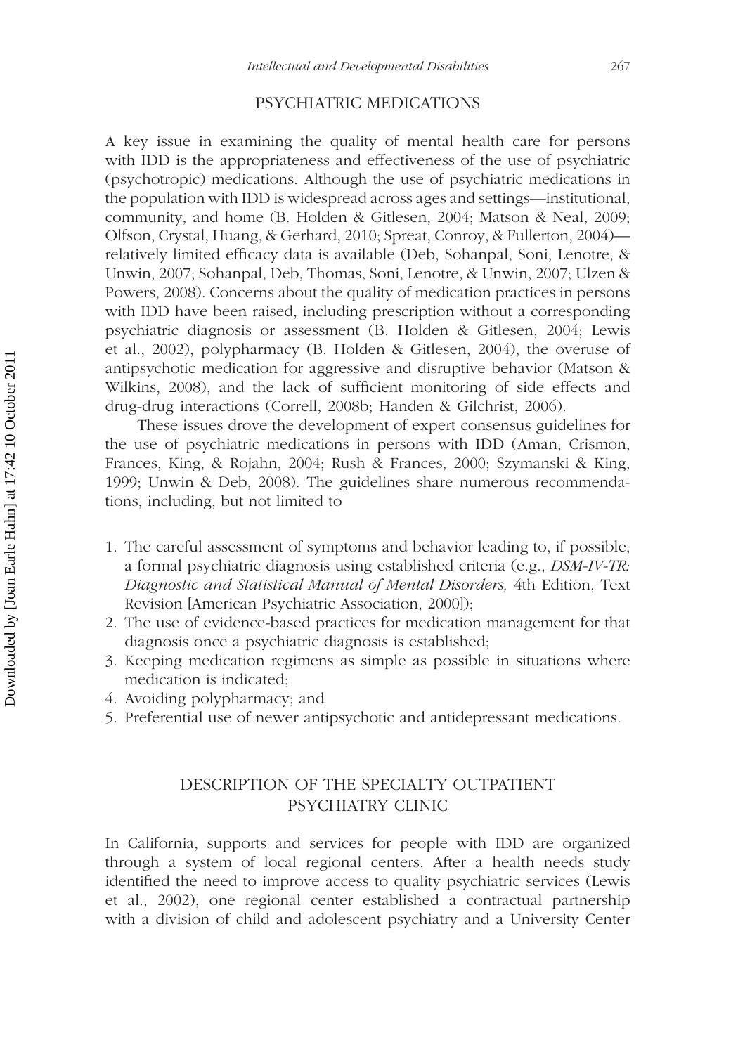## PSYCHIATRIC MEDICATIONS

A key issue in examining the quality of mental health care for persons with IDD is the appropriateness and effectiveness of the use of psychiatric (psychotropic) medications. Although the use of psychiatric medications in the population with IDD is widespread across ages and settings—institutional, community, and home (B. Holden & Gitlesen, 2004; Matson & Neal, 2009; Olfson, Crystal, Huang, & Gerhard, 2010; Spreat, Conroy, & Fullerton, 2004)—relatively limited efficacy data is available (Deb, Sohanpal, Soni, Lenotre, & Unwin, 2007; Sohanpal, Deb, Thomas, Soni, Lenotre, & Unwin, 2007; Ulzen & Powers, 2008). Concerns about the quality of medication practices in persons with IDD have been raised, including prescription without a corresponding psychiatric diagnosis or assessment (B. Holden & Gitlesen, 2004; Lewis et al., 2002), polypharmacy (B. Holden & Gitlesen, 2004), the overuse of antipsychotic medication for aggressive and disruptive behavior (Matson & Wilkins, 2008), and the lack of sufficient monitoring of side effects and drug-drug interactions (Correll, 2008b; Handen & Gilchrist, 2006).

These issues drove the development of expert consensus guidelines for the use of psychiatric medications in persons with IDD (Aman, Crismon, Frances, King, & Rojahn, 2004; Rush & Frances, 2000; Szymanski & King, 1999; Unwin & Deb, 2008). The guidelines share numerous recommendations, including, but not limited to

1. The careful assessment of symptoms and behavior leading to, if possible, a formal psychiatric diagnosis using established criteria (e.g., *DSM-IV-TR: Diagnostic and Statistical Manual of Mental Disorders,* 4th Edition, Text Revision [American Psychiatric Association, 2000]);
2. The use of evidence-based practices for medication management for that diagnosis once a psychiatric diagnosis is established;
3. Keeping medication regimens as simple as possible in situations where medication is indicated;
4. Avoiding polypharmacy; and
5. Preferential use of newer antipsychotic and antidepressant medications.

## DESCRIPTION OF THE SPECIALTY OUTPATIENT PSYCHIATRY CLINIC

In California, supports and services for people with IDD are organized through a system of local regional centers. After a health needs study identified the need to improve access to quality psychiatric services (Lewis et al., 2002), one regional center established a contractual partnership with a division of child and adolescent psychiatry and a University Center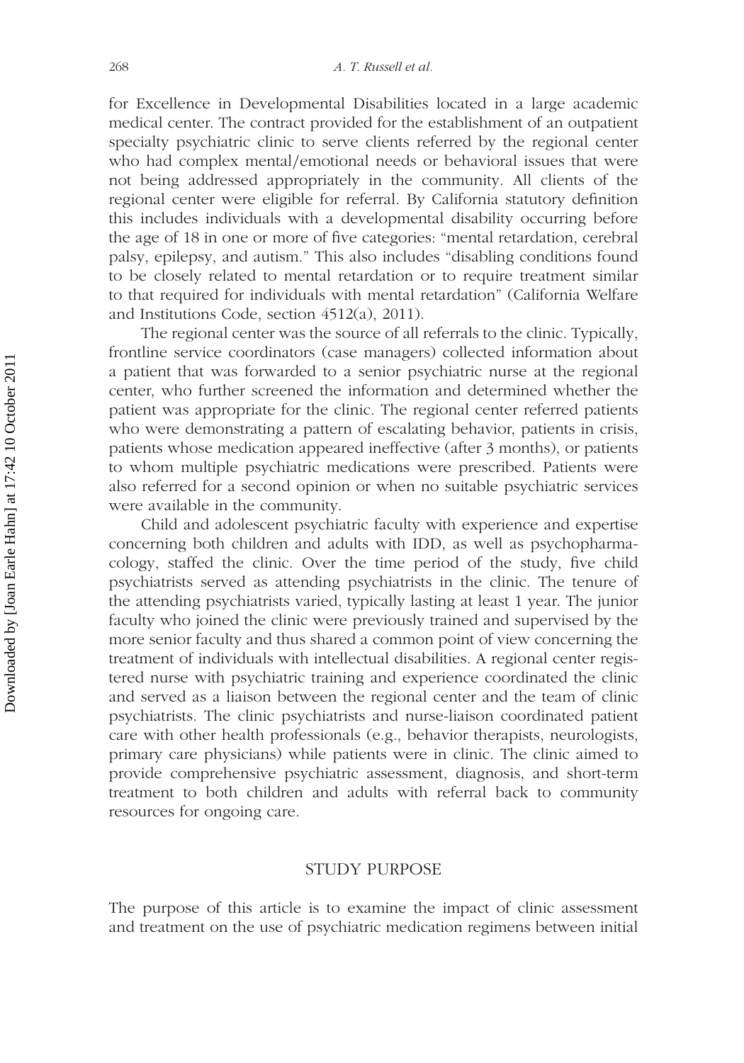for Excellence in Developmental Disabilities located in a large academic medical center. The contract provided for the establishment of an outpatient specialty psychiatric clinic to serve clients referred by the regional center who had complex mental/emotional needs or behavioral issues that were not being addressed appropriately in the community. All clients of the regional center were eligible for referral. By California statutory definition this includes individuals with a developmental disability occurring before the age of 18 in one or more of five categories: "mental retardation, cerebral palsy, epilepsy, and autism." This also includes "disabling conditions found to be closely related to mental retardation or to require treatment similar to that required for individuals with mental retardation" (California Welfare and Institutions Code, section 4512(a), 2011).

The regional center was the source of all referrals to the clinic. Typically, frontline service coordinators (case managers) collected information about a patient that was forwarded to a senior psychiatric nurse at the regional center, who further screened the information and determined whether the patient was appropriate for the clinic. The regional center referred patients who were demonstrating a pattern of escalating behavior, patients in crisis, patients whose medication appeared ineffective (after 3 months), or patients to whom multiple psychiatric medications were prescribed. Patients were also referred for a second opinion or when no suitable psychiatric services were available in the community.

Child and adolescent psychiatric faculty with experience and expertise concerning both children and adults with IDD, as well as psychopharmacology, staffed the clinic. Over the time period of the study, five child psychiatrists served as attending psychiatrists in the clinic. The tenure of the attending psychiatrists varied, typically lasting at least 1 year. The junior faculty who joined the clinic were previously trained and supervised by the more senior faculty and thus shared a common point of view concerning the treatment of individuals with intellectual disabilities. A regional center registered nurse with psychiatric training and experience coordinated the clinic and served as a liaison between the regional center and the team of clinic psychiatrists. The clinic psychiatrists and nurse-liaison coordinated patient care with other health professionals (e.g., behavior therapists, neurologists, primary care physicians) while patients were in clinic. The clinic aimed to provide comprehensive psychiatric assessment, diagnosis, and short-term treatment to both children and adults with referral back to community resources for ongoing care.

## STUDY PURPOSE

The purpose of this article is to examine the impact of clinic assessment and treatment on the use of psychiatric medication regimens between initial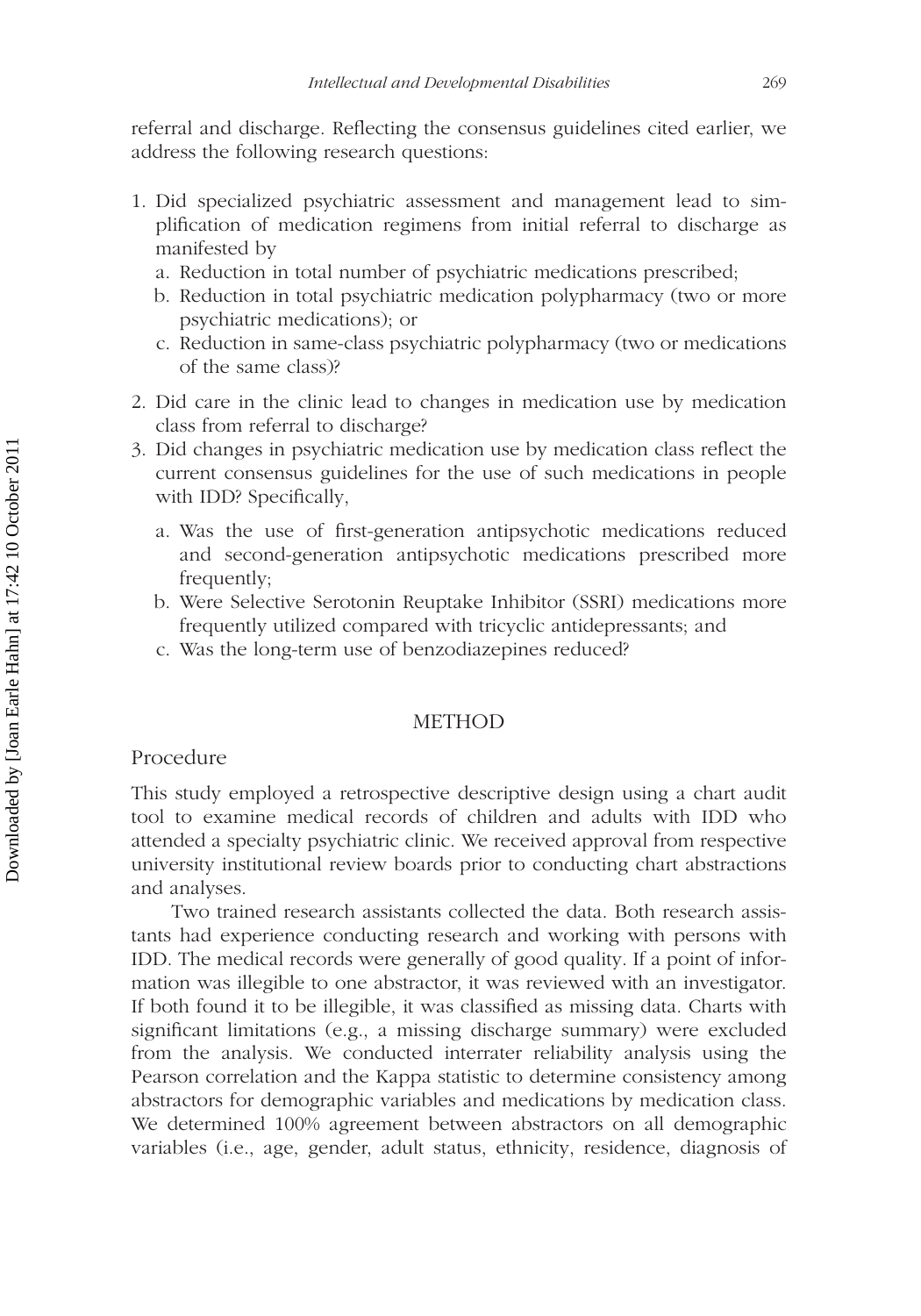referral and discharge. Reflecting the consensus guidelines cited earlier, we address the following research questions:

1. Did specialized psychiatric assessment and management lead to simplification of medication regimens from initial referral to discharge as manifested by
   a. Reduction in total number of psychiatric medications prescribed;
   b. Reduction in total psychiatric medication polypharmacy (two or more psychiatric medications); or
   c. Reduction in same-class psychiatric polypharmacy (two or medications of the same class)?
2. Did care in the clinic lead to changes in medication use by medication class from referral to discharge?
3. Did changes in psychiatric medication use by medication class reflect the current consensus guidelines for the use of such medications in people with IDD? Specifically,
   a. Was the use of first-generation antipsychotic medications reduced and second-generation antipsychotic medications prescribed more frequently;
   b. Were Selective Serotonin Reuptake Inhibitor (SSRI) medications more frequently utilized compared with tricyclic antidepressants; and
   c. Was the long-term use of benzodiazepines reduced?

## METHOD

### Procedure

This study employed a retrospective descriptive design using a chart audit tool to examine medical records of children and adults with IDD who attended a specialty psychiatric clinic. We received approval from respective university institutional review boards prior to conducting chart abstractions and analyses.

Two trained research assistants collected the data. Both research assistants had experience conducting research and working with persons with IDD. The medical records were generally of good quality. If a point of information was illegible to one abstractor, it was reviewed with an investigator. If both found it to be illegible, it was classified as missing data. Charts with significant limitations (e.g., a missing discharge summary) were excluded from the analysis. We conducted interrater reliability analysis using the Pearson correlation and the Kappa statistic to determine consistency among abstractors for demographic variables and medications by medication class. We determined 100% agreement between abstractors on all demographic variables (i.e., age, gender, adult status, ethnicity, residence, diagnosis of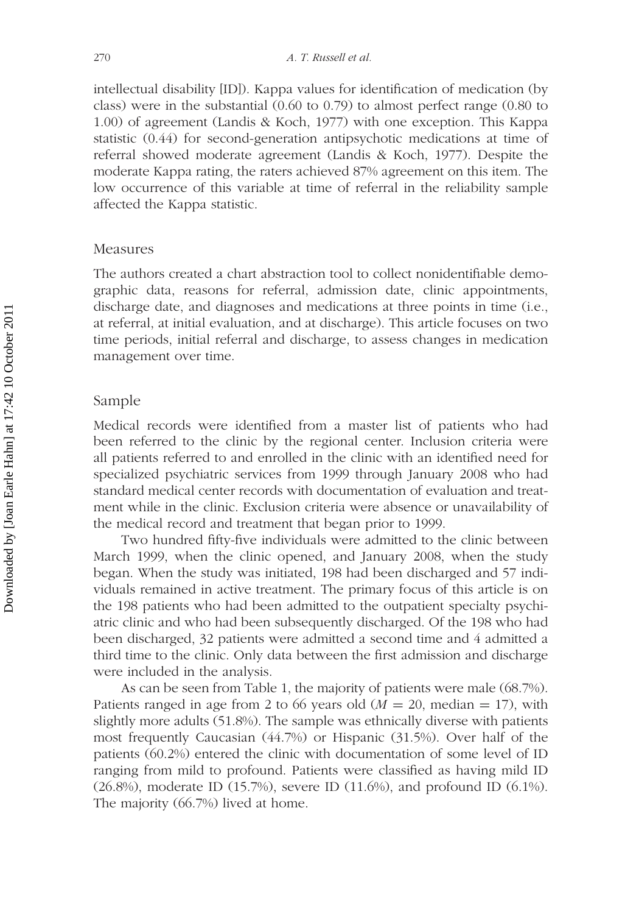intellectual disability [ID]). Kappa values for identification of medication (by class) were in the substantial (0.60 to 0.79) to almost perfect range (0.80 to 1.00) of agreement (Landis & Koch, 1977) with one exception. This Kappa statistic (0.44) for second-generation antipsychotic medications at time of referral showed moderate agreement (Landis & Koch, 1977). Despite the moderate Kappa rating, the raters achieved 87% agreement on this item. The low occurrence of this variable at time of referral in the reliability sample affected the Kappa statistic.

## Measures

The authors created a chart abstraction tool to collect nonidentifiable demographic data, reasons for referral, admission date, clinic appointments, discharge date, and diagnoses and medications at three points in time (i.e., at referral, at initial evaluation, and at discharge). This article focuses on two time periods, initial referral and discharge, to assess changes in medication management over time.

## Sample

Medical records were identified from a master list of patients who had been referred to the clinic by the regional center. Inclusion criteria were all patients referred to and enrolled in the clinic with an identified need for specialized psychiatric services from 1999 through January 2008 who had standard medical center records with documentation of evaluation and treatment while in the clinic. Exclusion criteria were absence or unavailability of the medical record and treatment that began prior to 1999.

Two hundred fifty-five individuals were admitted to the clinic between March 1999, when the clinic opened, and January 2008, when the study began. When the study was initiated, 198 had been discharged and 57 individuals remained in active treatment. The primary focus of this article is on the 198 patients who had been admitted to the outpatient specialty psychiatric clinic and who had been subsequently discharged. Of the 198 who had been discharged, 32 patients were admitted a second time and 4 admitted a third time to the clinic. Only data between the first admission and discharge were included in the analysis.

As can be seen from Table 1, the majority of patients were male (68.7%). Patients ranged in age from 2 to 66 years old ($M = 20$, median $= 17$), with slightly more adults (51.8%). The sample was ethnically diverse with patients most frequently Caucasian (44.7%) or Hispanic (31.5%). Over half of the patients (60.2%) entered the clinic with documentation of some level of ID ranging from mild to profound. Patients were classified as having mild ID (26.8%), moderate ID (15.7%), severe ID (11.6%), and profound ID (6.1%). The majority (66.7%) lived at home.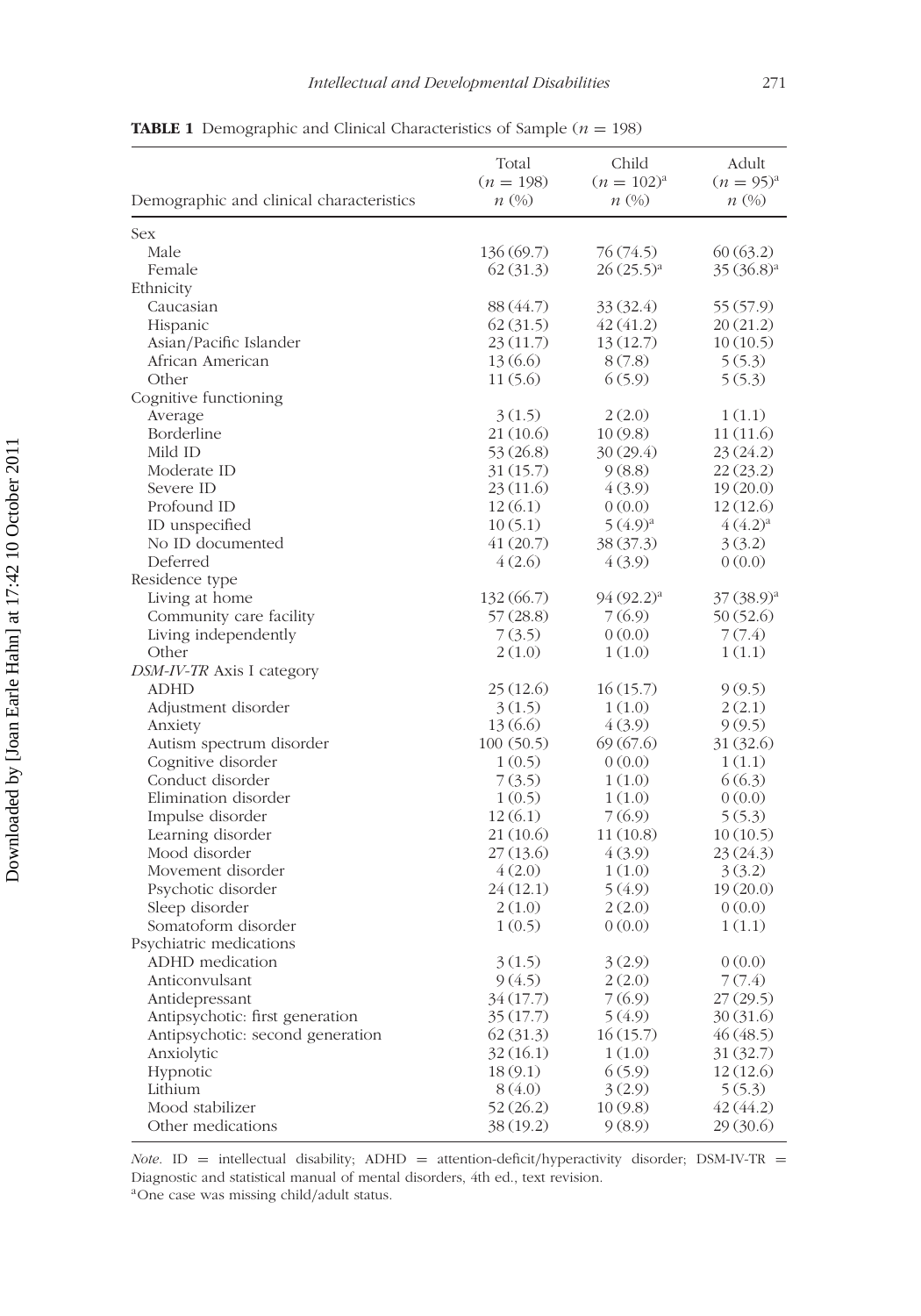**TABLE 1** Demographic and Clinical Characteristics of Sample ($n$ = 198)

| Demographic and clinical characteristics | Total ($n$ = 198) $n$ (%) | Child ($n$ = 102)[a] $n$ (%) | Adult ($n$ = 95)[a] $n$ (%) |
|---|---|---|---|
| Sex | | | |
| Male | 136 (69.7) | 76 (74.5) | 60 (63.2) |
| Female | 62 (31.3) | 26 (25.5)[a] | 35 (36.8)[a] |
| Ethnicity | | | |
| Caucasian | 88 (44.7) | 33 (32.4) | 55 (57.9) |
| Hispanic | 62 (31.5) | 42 (41.2) | 20 (21.2) |
| Asian/Pacific Islander | 23 (11.7) | 13 (12.7) | 10 (10.5) |
| African American | 13 (6.6) | 8 (7.8) | 5 (5.3) |
| Other | 11 (5.6) | 6 (5.9) | 5 (5.3) |
| Cognitive functioning | | | |
| Average | 3 (1.5) | 2 (2.0) | 1 (1.1) |
| Borderline | 21 (10.6) | 10 (9.8) | 11 (11.6) |
| Mild ID | 53 (26.8) | 30 (29.4) | 23 (24.2) |
| Moderate ID | 31 (15.7) | 9 (8.8) | 22 (23.2) |
| Severe ID | 23 (11.6) | 4 (3.9) | 19 (20.0) |
| Profound ID | 12 (6.1) | 0 (0.0) | 12 (12.6) |
| ID unspecified | 10 (5.1) | 5 (4.9)[a] | 4 (4.2)[a] |
| No ID documented | 41 (20.7) | 38 (37.3) | 3 (3.2) |
| Deferred | 4 (2.6) | 4 (3.9) | 0 (0.0) |
| Residence type | | | |
| Living at home | 132 (66.7) | 94 (92.2)[a] | 37 (38.9)[a] |
| Community care facility | 57 (28.8) | 7 (6.9) | 50 (52.6) |
| Living independently | 7 (3.5) | 0 (0.0) | 7 (7.4) |
| Other | 2 (1.0) | 1 (1.0) | 1 (1.1) |
| *DSM-IV-TR* Axis I category | | | |
| ADHD | 25 (12.6) | 16 (15.7) | 9 (9.5) |
| Adjustment disorder | 3 (1.5) | 1 (1.0) | 2 (2.1) |
| Anxiety | 13 (6.6) | 4 (3.9) | 9 (9.5) |
| Autism spectrum disorder | 100 (50.5) | 69 (67.6) | 31 (32.6) |
| Cognitive disorder | 1 (0.5) | 0 (0.0) | 1 (1.1) |
| Conduct disorder | 7 (3.5) | 1 (1.0) | 6 (6.3) |
| Elimination disorder | 1 (0.5) | 1 (1.0) | 0 (0.0) |
| Impulse disorder | 12 (6.1) | 7 (6.9) | 5 (5.3) |
| Learning disorder | 21 (10.6) | 11 (10.8) | 10 (10.5) |
| Mood disorder | 27 (13.6) | 4 (3.9) | 23 (24.3) |
| Movement disorder | 4 (2.0) | 1 (1.0) | 3 (3.2) |
| Psychotic disorder | 24 (12.1) | 5 (4.9) | 19 (20.0) |
| Sleep disorder | 2 (1.0) | 2 (2.0) | 0 (0.0) |
| Somatoform disorder | 1 (0.5) | 0 (0.0) | 1 (1.1) |
| Psychiatric medications | | | |
| ADHD medication | 3 (1.5) | 3 (2.9) | 0 (0.0) |
| Anticonvulsant | 9 (4.5) | 2 (2.0) | 7 (7.4) |
| Antidepressant | 34 (17.7) | 7 (6.9) | 27 (29.5) |
| Antipsychotic: first generation | 35 (17.7) | 5 (4.9) | 30 (31.6) |
| Antipsychotic: second generation | 62 (31.3) | 16 (15.7) | 46 (48.5) |
| Anxiolytic | 32 (16.1) | 1 (1.0) | 31 (32.7) |
| Hypnotic | 18 (9.1) | 6 (5.9) | 12 (12.6) |
| Lithium | 8 (4.0) | 3 (2.9) | 5 (5.3) |
| Mood stabilizer | 52 (26.2) | 10 (9.8) | 42 (44.2) |
| Other medications | 38 (19.2) | 9 (8.9) | 29 (30.6) |

*Note*. ID = intellectual disability; ADHD = attention-deficit/hyperactivity disorder; DSM-IV-TR = Diagnostic and statistical manual of mental disorders, 4th ed., text revision.

[a]One case was missing child/adult status.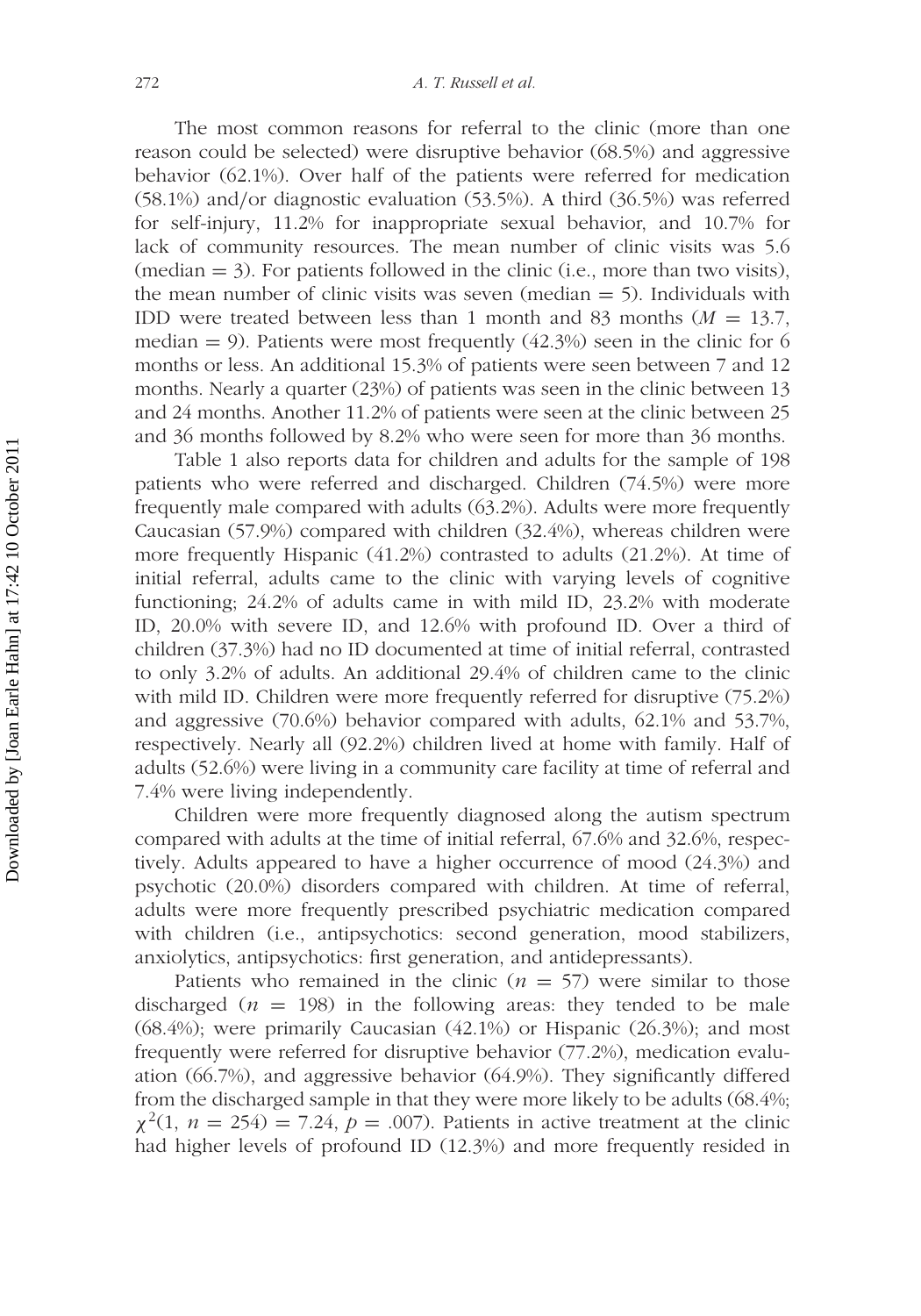The most common reasons for referral to the clinic (more than one reason could be selected) were disruptive behavior (68.5%) and aggressive behavior (62.1%). Over half of the patients were referred for medication (58.1%) and/or diagnostic evaluation (53.5%). A third (36.5%) was referred for self-injury, 11.2% for inappropriate sexual behavior, and 10.7% for lack of community resources. The mean number of clinic visits was 5.6 (median = 3). For patients followed in the clinic (i.e., more than two visits), the mean number of clinic visits was seven (median = 5). Individuals with IDD were treated between less than 1 month and 83 months ($M = 13.7$, median = 9). Patients were most frequently (42.3%) seen in the clinic for 6 months or less. An additional 15.3% of patients were seen between 7 and 12 months. Nearly a quarter (23%) of patients was seen in the clinic between 13 and 24 months. Another 11.2% of patients were seen at the clinic between 25 and 36 months followed by 8.2% who were seen for more than 36 months.

Table 1 also reports data for children and adults for the sample of 198 patients who were referred and discharged. Children (74.5%) were more frequently male compared with adults (63.2%). Adults were more frequently Caucasian (57.9%) compared with children (32.4%), whereas children were more frequently Hispanic (41.2%) contrasted to adults (21.2%). At time of initial referral, adults came to the clinic with varying levels of cognitive functioning; 24.2% of adults came in with mild ID, 23.2% with moderate ID, 20.0% with severe ID, and 12.6% with profound ID. Over a third of children (37.3%) had no ID documented at time of initial referral, contrasted to only 3.2% of adults. An additional 29.4% of children came to the clinic with mild ID. Children were more frequently referred for disruptive (75.2%) and aggressive (70.6%) behavior compared with adults, 62.1% and 53.7%, respectively. Nearly all (92.2%) children lived at home with family. Half of adults (52.6%) were living in a community care facility at time of referral and 7.4% were living independently.

Children were more frequently diagnosed along the autism spectrum compared with adults at the time of initial referral, 67.6% and 32.6%, respectively. Adults appeared to have a higher occurrence of mood (24.3%) and psychotic (20.0%) disorders compared with children. At time of referral, adults were more frequently prescribed psychiatric medication compared with children (i.e., antipsychotics: second generation, mood stabilizers, anxiolytics, antipsychotics: first generation, and antidepressants).

Patients who remained in the clinic ($n = 57$) were similar to those discharged ($n = 198$) in the following areas: they tended to be male (68.4%); were primarily Caucasian (42.1%) or Hispanic (26.3%); and most frequently were referred for disruptive behavior (77.2%), medication evaluation (66.7%), and aggressive behavior (64.9%). They significantly differed from the discharged sample in that they were more likely to be adults (68.4%; $\chi^2(1, n = 254) = 7.24$, $p = .007$). Patients in active treatment at the clinic had higher levels of profound ID (12.3%) and more frequently resided in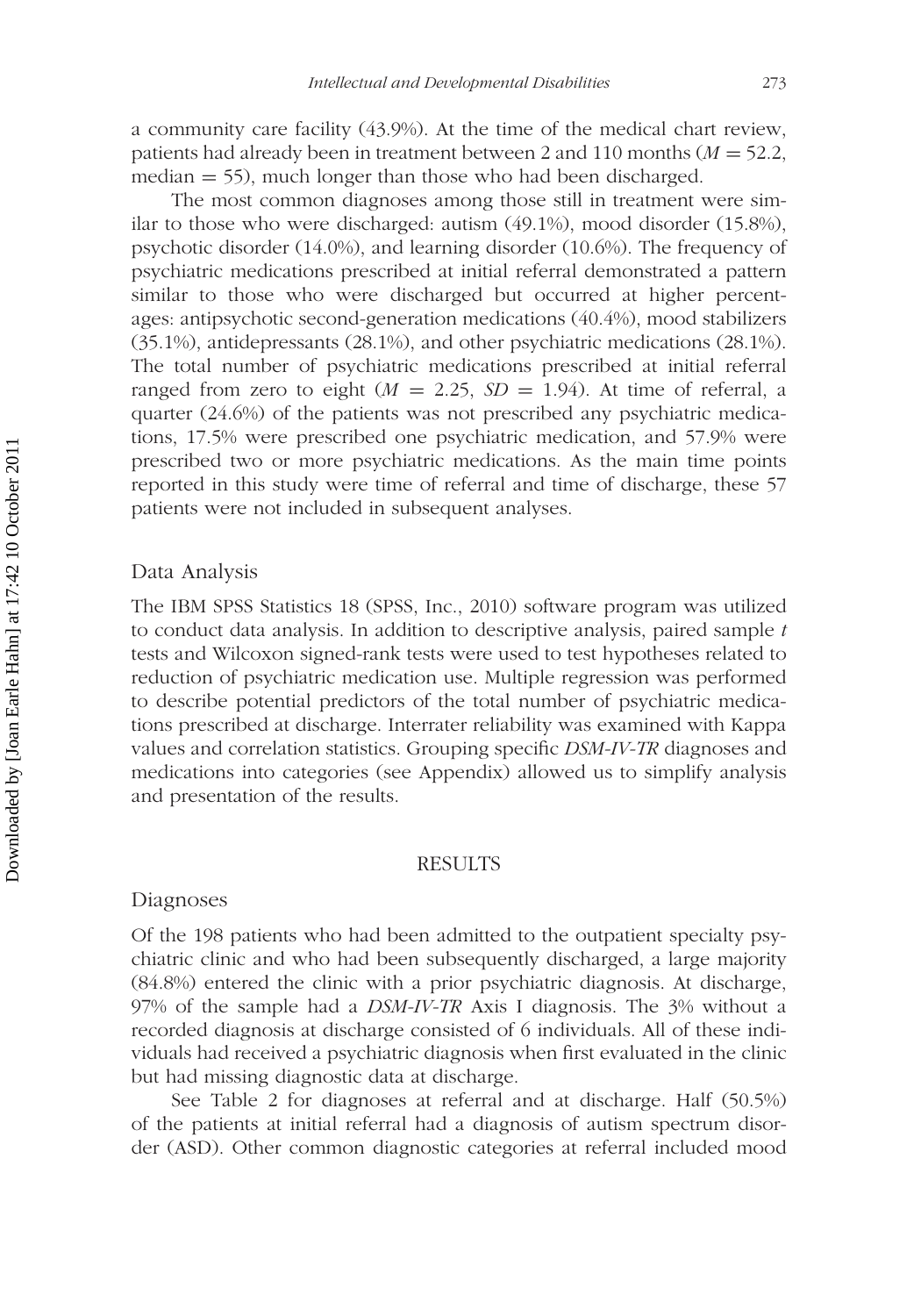a community care facility (43.9%). At the time of the medical chart review, patients had already been in treatment between 2 and 110 months ($M = 52.2$, median $= 55$), much longer than those who had been discharged.

The most common diagnoses among those still in treatment were similar to those who were discharged: autism (49.1%), mood disorder (15.8%), psychotic disorder (14.0%), and learning disorder (10.6%). The frequency of psychiatric medications prescribed at initial referral demonstrated a pattern similar to those who were discharged but occurred at higher percentages: antipsychotic second-generation medications (40.4%), mood stabilizers (35.1%), antidepressants (28.1%), and other psychiatric medications (28.1%). The total number of psychiatric medications prescribed at initial referral ranged from zero to eight ($M = 2.25$, $SD = 1.94$). At time of referral, a quarter (24.6%) of the patients was not prescribed any psychiatric medications, 17.5% were prescribed one psychiatric medication, and 57.9% were prescribed two or more psychiatric medications. As the main time points reported in this study were time of referral and time of discharge, these 57 patients were not included in subsequent analyses.

## Data Analysis

The IBM SPSS Statistics 18 (SPSS, Inc., 2010) software program was utilized to conduct data analysis. In addition to descriptive analysis, paired sample *t* tests and Wilcoxon signed-rank tests were used to test hypotheses related to reduction of psychiatric medication use. Multiple regression was performed to describe potential predictors of the total number of psychiatric medications prescribed at discharge. Interrater reliability was examined with Kappa values and correlation statistics. Grouping specific *DSM-IV-TR* diagnoses and medications into categories (see Appendix) allowed us to simplify analysis and presentation of the results.

# RESULTS

## Diagnoses

Of the 198 patients who had been admitted to the outpatient specialty psychiatric clinic and who had been subsequently discharged, a large majority (84.8%) entered the clinic with a prior psychiatric diagnosis. At discharge, 97% of the sample had a *DSM-IV-TR* Axis I diagnosis. The 3% without a recorded diagnosis at discharge consisted of 6 individuals. All of these individuals had received a psychiatric diagnosis when first evaluated in the clinic but had missing diagnostic data at discharge.

See Table 2 for diagnoses at referral and at discharge. Half (50.5%) of the patients at initial referral had a diagnosis of autism spectrum disorder (ASD). Other common diagnostic categories at referral included mood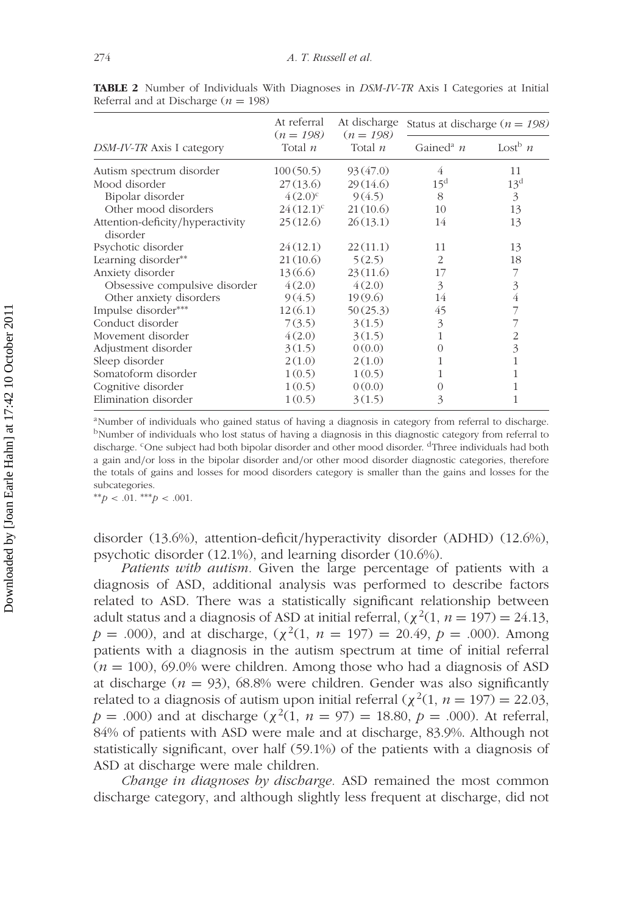**TABLE 2** Number of Individuals With Diagnoses in *DSM-IV-TR* Axis I Categories at Initial Referral and at Discharge ($n$ = 198)

| *DSM-IV-TR* Axis I category | At referral ($n$ = 198) Total $n$ | At discharge ($n$ = 198) Total $n$ | Status at discharge ($n$ = 198) | |
|---|---|---|---|---|
| | | | Gained[a] $n$ | Lost[b] $n$ |
| Autism spectrum disorder | 100 (50.5) | 93 (47.0) | 4 | 11 |
| Mood disorder | 27 (13.6) | 29 (14.6) | 15[d] | 13[d] |
| Bipolar disorder | 4 (2.0)[c] | 9 (4.5) | 8 | 3 |
| Other mood disorders | 24 (12.1)[c] | 21 (10.6) | 10 | 13 |
| Attention-deficity/hyperactivity disorder | 25 (12.6) | 26 (13.1) | 14 | 13 |
| Psychotic disorder | 24 (12.1) | 22 (11.1) | 11 | 13 |
| Learning disorder** | 21 (10.6) | 5 (2.5) | 2 | 18 |
| Anxiety disorder | 13 (6.6) | 23 (11.6) | 17 | 7 |
| Obsessive compulsive disorder | 4 (2.0) | 4 (2.0) | 3 | 3 |
| Other anxiety disorders | 9 (4.5) | 19 (9.6) | 14 | 4 |
| Impulse disorder*** | 12 (6.1) | 50 (25.3) | 45 | 7 |
| Conduct disorder | 7 (3.5) | 3 (1.5) | 3 | 7 |
| Movement disorder | 4 (2.0) | 3 (1.5) | 1 | 2 |
| Adjustment disorder | 3 (1.5) | 0 (0.0) | 0 | 3 |
| Sleep disorder | 2 (1.0) | 2 (1.0) | 1 | 1 |
| Somatoform disorder | 1 (0.5) | 1 (0.5) | 1 | 1 |
| Cognitive disorder | 1 (0.5) | 0 (0.0) | 0 | 1 |
| Elimination disorder | 1 (0.5) | 3 (1.5) | 3 | 1 |

[a]Number of individuals who gained status of having a diagnosis in category from referral to discharge. [b]Number of individuals who lost status of having a diagnosis in this diagnostic category from referral to discharge. [c]One subject had both bipolar disorder and other mood disorder. [d]Three individuals had both a gain and/or loss in the bipolar disorder and/or other mood disorder diagnostic categories, therefore the totals of gains and losses for mood disorders category is smaller than the gains and losses for the subcategories.

**$p < .01$. ***$p < .001$.

disorder (13.6%), attention-deficit/hyperactivity disorder (ADHD) (12.6%), psychotic disorder (12.1%), and learning disorder (10.6%).

*Patients with autism.* Given the large percentage of patients with a diagnosis of ASD, additional analysis was performed to describe factors related to ASD. There was a statistically significant relationship between adult status and a diagnosis of ASD at initial referral, ($\chi^2(1, n = 197) = 24.13$, $p = .000$), and at discharge, ($\chi^2(1, n = 197) = 20.49$, $p = .000$). Among patients with a diagnosis in the autism spectrum at time of initial referral ($n = 100$), 69.0% were children. Among those who had a diagnosis of ASD at discharge ($n = 93$), 68.8% were children. Gender was also significantly related to a diagnosis of autism upon initial referral ($\chi^2(1, n = 197) = 22.03$, $p = .000$) and at discharge ($\chi^2(1, n = 97) = 18.80$, $p = .000$). At referral, 84% of patients with ASD were male and at discharge, 83.9%. Although not statistically significant, over half (59.1%) of the patients with a diagnosis of ASD at discharge were male children.

*Change in diagnoses by discharge.* ASD remained the most common discharge category, and although slightly less frequent at discharge, did not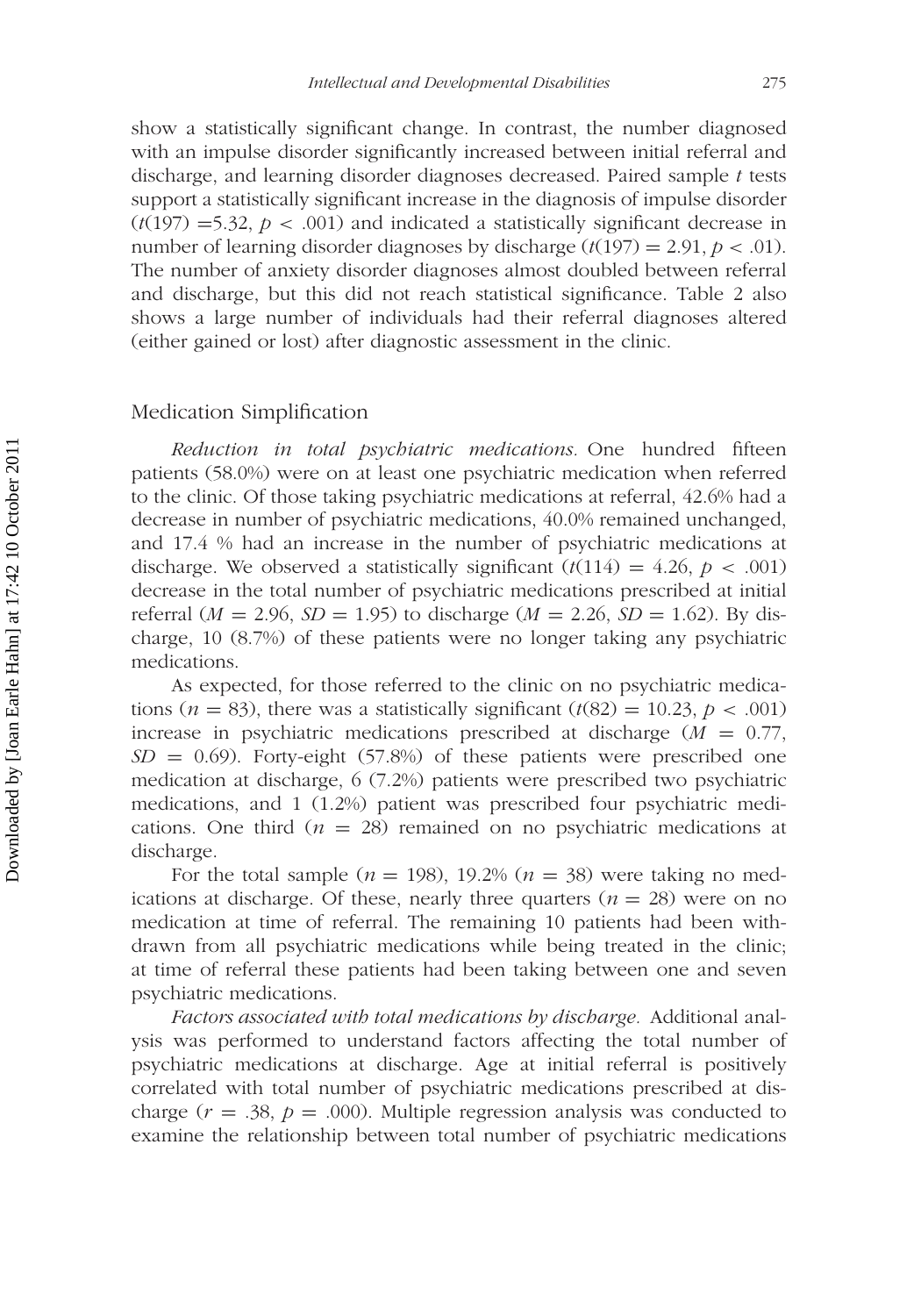show a statistically significant change. In contrast, the number diagnosed with an impulse disorder significantly increased between initial referral and discharge, and learning disorder diagnoses decreased. Paired sample *t* tests support a statistically significant increase in the diagnosis of impulse disorder ($t(197) = 5.32$, $p < .001$) and indicated a statistically significant decrease in number of learning disorder diagnoses by discharge ($t(197) = 2.91$, $p < .01$). The number of anxiety disorder diagnoses almost doubled between referral and discharge, but this did not reach statistical significance. Table 2 also shows a large number of individuals had their referral diagnoses altered (either gained or lost) after diagnostic assessment in the clinic.

## Medication Simplification

*Reduction in total psychiatric medications.* One hundred fifteen patients (58.0%) were on at least one psychiatric medication when referred to the clinic. Of those taking psychiatric medications at referral, 42.6% had a decrease in number of psychiatric medications, 40.0% remained unchanged, and 17.4 % had an increase in the number of psychiatric medications at discharge. We observed a statistically significant ($t(114) = 4.26$, $p < .001$) decrease in the total number of psychiatric medications prescribed at initial referral ($M = 2.96$, $SD = 1.95$) to discharge ($M = 2.26$, $SD = 1.62$). By discharge, 10 (8.7%) of these patients were no longer taking any psychiatric medications.

As expected, for those referred to the clinic on no psychiatric medications ($n = 83$), there was a statistically significant ($t(82) = 10.23$, $p < .001$) increase in psychiatric medications prescribed at discharge ($M = 0.77$, $SD = 0.69$). Forty-eight (57.8%) of these patients were prescribed one medication at discharge, 6 (7.2%) patients were prescribed two psychiatric medications, and 1 (1.2%) patient was prescribed four psychiatric medications. One third ($n = 28$) remained on no psychiatric medications at discharge.

For the total sample ($n = 198$), 19.2% ($n = 38$) were taking no medications at discharge. Of these, nearly three quarters ($n = 28$) were on no medication at time of referral. The remaining 10 patients had been withdrawn from all psychiatric medications while being treated in the clinic; at time of referral these patients had been taking between one and seven psychiatric medications.

*Factors associated with total medications by discharge.* Additional analysis was performed to understand factors affecting the total number of psychiatric medications at discharge. Age at initial referral is positively correlated with total number of psychiatric medications prescribed at discharge ($r = .38$, $p = .000$). Multiple regression analysis was conducted to examine the relationship between total number of psychiatric medications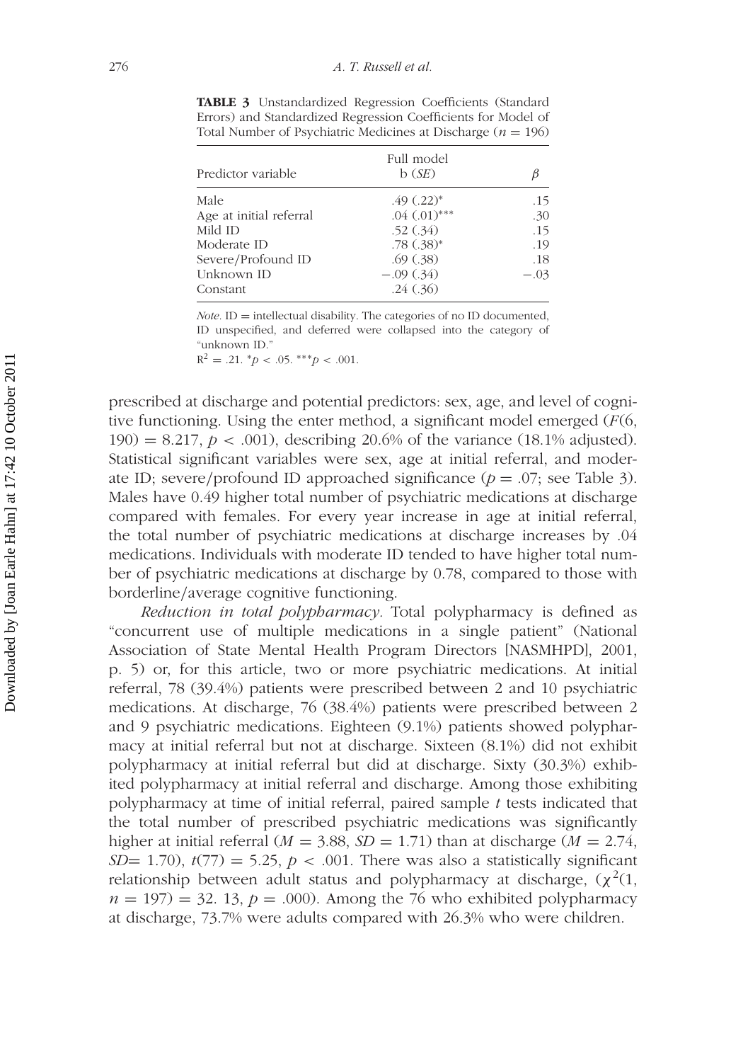**TABLE 3** Unstandardized Regression Coefficients (Standard Errors) and Standardized Regression Coefficients for Model of Total Number of Psychiatric Medicines at Discharge ($n = 196$)

| Predictor variable | Full model b (*SE*) | $\beta$ |
|---|---|---|
| Male | .49 (.22)* | .15 |
| Age at initial referral | .04 (.01)*** | .30 |
| Mild ID | .52 (.34) | .15 |
| Moderate ID | .78 (.38)* | .19 |
| Severe/Profound ID | .69 (.38) | .18 |
| Unknown ID | −.09 (.34) | −.03 |
| Constant | .24 (.36) | |

*Note*. ID = intellectual disability. The categories of no ID documented, ID unspecified, and deferred were collapsed into the category of "unknown ID."

$R^2 = .21$. $^{*}p < .05$. $^{***}p < .001$.

prescribed at discharge and potential predictors: sex, age, and level of cognitive functioning. Using the enter method, a significant model emerged ($F(6, 190) = 8.217$, $p < .001$), describing 20.6% of the variance (18.1% adjusted). Statistical significant variables were sex, age at initial referral, and moderate ID; severe/profound ID approached significance ($p = .07$; see Table 3). Males have 0.49 higher total number of psychiatric medications at discharge compared with females. For every year increase in age at initial referral, the total number of psychiatric medications at discharge increases by .04 medications. Individuals with moderate ID tended to have higher total number of psychiatric medications at discharge by 0.78, compared to those with borderline/average cognitive functioning.

*Reduction in total polypharmacy.* Total polypharmacy is defined as "concurrent use of multiple medications in a single patient" (National Association of State Mental Health Program Directors [NASMHPD], 2001, p. 5) or, for this article, two or more psychiatric medications. At initial referral, 78 (39.4%) patients were prescribed between 2 and 10 psychiatric medications. At discharge, 76 (38.4%) patients were prescribed between 2 and 9 psychiatric medications. Eighteen (9.1%) patients showed polypharmacy at initial referral but not at discharge. Sixteen (8.1%) did not exhibit polypharmacy at initial referral but did at discharge. Sixty (30.3%) exhibited polypharmacy at initial referral and discharge. Among those exhibiting polypharmacy at time of initial referral, paired sample *t* tests indicated that the total number of prescribed psychiatric medications was significantly higher at initial referral ($M = 3.88$, $SD = 1.71$) than at discharge ($M = 2.74$, $SD = 1.70$), $t(77) = 5.25$, $p < .001$. There was also a statistically significant relationship between adult status and polypharmacy at discharge, ($\chi^2(1, n = 197) = 32.13$, $p = .000$). Among the 76 who exhibited polypharmacy at discharge, 73.7% were adults compared with 26.3% who were children.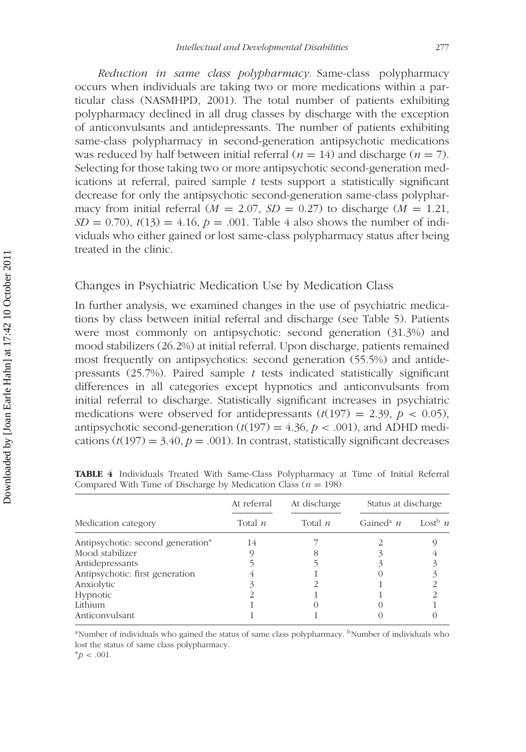*Reduction in same class polypharmacy.* Same-class polypharmacy occurs when individuals are taking two or more medications within a particular class (NASMHPD, 2001). The total number of patients exhibiting polypharmacy declined in all drug classes by discharge with the exception of anticonvulsants and antidepressants. The number of patients exhibiting same-class polypharmacy in second-generation antipsychotic medications was reduced by half between initial referral ($n = 14$) and discharge ($n = 7$). Selecting for those taking two or more antipsychotic second-generation medications at referral, paired sample $t$ tests support a statistically significant decrease for only the antipsychotic second-generation same-class polypharmacy from initial referral ($M = 2.07$, $SD = 0.27$) to discharge ($M = 1.21$, $SD = 0.70$), $t(13) = 4.16$, $p = .001$. Table 4 also shows the number of individuals who either gained or lost same-class polypharmacy status after being treated in the clinic.

## Changes in Psychiatric Medication Use by Medication Class

In further analysis, we examined changes in the use of psychiatric medications by class between initial referral and discharge (see Table 5). Patients were most commonly on antipsychotic: second generation (31.3%) and mood stabilizers (26.2%) at initial referral. Upon discharge, patients remained most frequently on antipsychotics: second generation (55.5%) and antidepressants (25.7%). Paired sample $t$ tests indicated statistically significant differences in all categories except hypnotics and anticonvulsants from initial referral to discharge. Statistically significant increases in psychiatric medications were observed for antidepressants ($t(197) = 2.39$, $p < 0.05$), antipsychotic second-generation ($t(197) = 4.36$, $p < .001$), and ADHD medications ($t(197) = 3.40$, $p = .001$). In contrast, statistically significant decreases

**TABLE 4** Individuals Treated With Same-Class Polypharmacy at Time of Initial Referral Compared With Time of Discharge by Medication Class ($n = 198$)

| | At referral | At discharge | Status at discharge | |
|---|---|---|---|---|
| Medication category | Total $n$ | Total $n$ | Gained[a] $n$ | Lost[b] $n$ |
| Antipsychotic: second generation* | 14 | 7 | 2 | 9 |
| Mood stabilizer | 9 | 8 | 3 | 4 |
| Antidepressants | 5 | 5 | 3 | 3 |
| Antipsychotic: first generation | 4 | 1 | 0 | 3 |
| Anxiolytic | 3 | 2 | 1 | 2 |
| Hypnotic | 2 | 1 | 1 | 2 |
| Lithium | 1 | 0 | 0 | 1 |
| Anticonvulsant | 1 | 1 | 0 | 0 |

[a]Number of individuals who gained the status of same class polypharmacy. [b]Number of individuals who lost the status of same class polypharmacy.
*$p < .001$.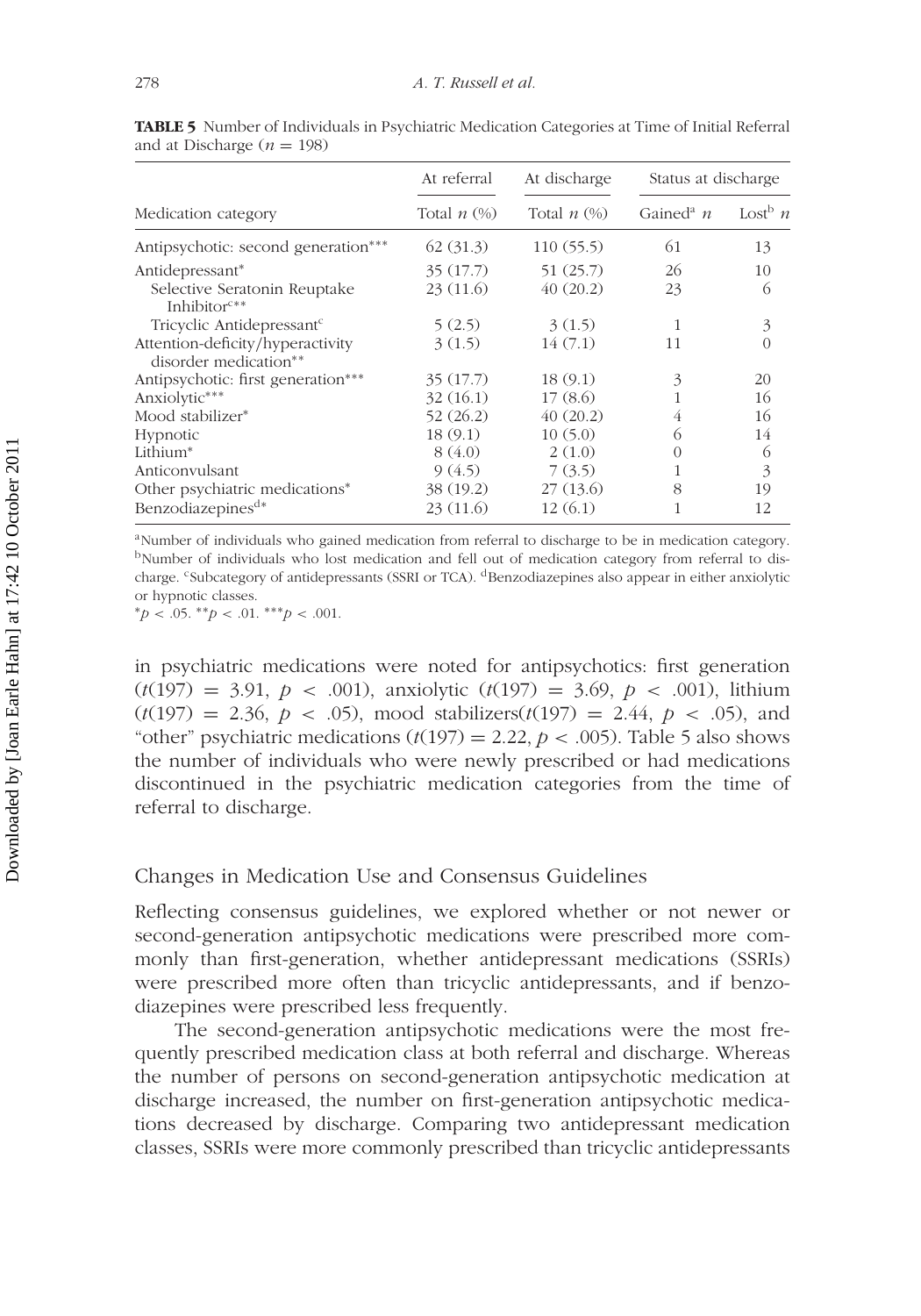**TABLE 5** Number of Individuals in Psychiatric Medication Categories at Time of Initial Referral and at Discharge ($n = 198$)

| | At referral | At discharge | Status at discharge | |
|---|---|---|---|---|
| Medication category | Total $n$ (%) | Total $n$ (%) | Gained[a] $n$ | Lost[b] $n$ |
| Antipsychotic: second generation*** | 62 (31.3) | 110 (55.5) | 61 | 13 |
| Antidepressant* | 35 (17.7) | 51 (25.7) | 26 | 10 |
| Selective Seratonin Reuptake Inhibitor[c]** | 23 (11.6) | 40 (20.2) | 23 | 6 |
| Tricyclic Antidepressant[c] | 5 (2.5) | 3 (1.5) | 1 | 3 |
| Attention-deficity/hyperactivity disorder medication** | 3 (1.5) | 14 (7.1) | 11 | 0 |
| Antipsychotic: first generation*** | 35 (17.7) | 18 (9.1) | 3 | 20 |
| Anxiolytic*** | 32 (16.1) | 17 (8.6) | 1 | 16 |
| Mood stabilizer* | 52 (26.2) | 40 (20.2) | 4 | 16 |
| Hypnotic | 18 (9.1) | 10 (5.0) | 6 | 14 |
| Lithium* | 8 (4.0) | 2 (1.0) | 0 | 6 |
| Anticonvulsant | 9 (4.5) | 7 (3.5) | 1 | 3 |
| Other psychiatric medications* | 38 (19.2) | 27 (13.6) | 8 | 19 |
| Benzodiazepines[d]* | 23 (11.6) | 12 (6.1) | 1 | 12 |

[a]Number of individuals who gained medication from referral to discharge to be in medication category. [b]Number of individuals who lost medication and fell out of medication category from referral to discharge. [c]Subcategory of antidepressants (SSRI or TCA). [d]Benzodiazepines also appear in either anxiolytic or hypnotic classes.

*$p < .05$. **$p < .01$. ***$p < .001$.

in psychiatric medications were noted for antipsychotics: first generation ($t(197) = 3.91$, $p < .001$), anxiolytic ($t(197) = 3.69$, $p < .001$), lithium ($t(197) = 2.36$, $p < .05$), mood stabilizers($t(197) = 2.44$, $p < .05$), and "other" psychiatric medications ($t(197) = 2.22$, $p < .005$). Table 5 also shows the number of individuals who were newly prescribed or had medications discontinued in the psychiatric medication categories from the time of referral to discharge.

## Changes in Medication Use and Consensus Guidelines

Reflecting consensus guidelines, we explored whether or not newer or second-generation antipsychotic medications were prescribed more commonly than first-generation, whether antidepressant medications (SSRIs) were prescribed more often than tricyclic antidepressants, and if benzodiazepines were prescribed less frequently.

The second-generation antipsychotic medications were the most frequently prescribed medication class at both referral and discharge. Whereas the number of persons on second-generation antipsychotic medication at discharge increased, the number on first-generation antipsychotic medications decreased by discharge. Comparing two antidepressant medication classes, SSRIs were more commonly prescribed than tricyclic antidepressants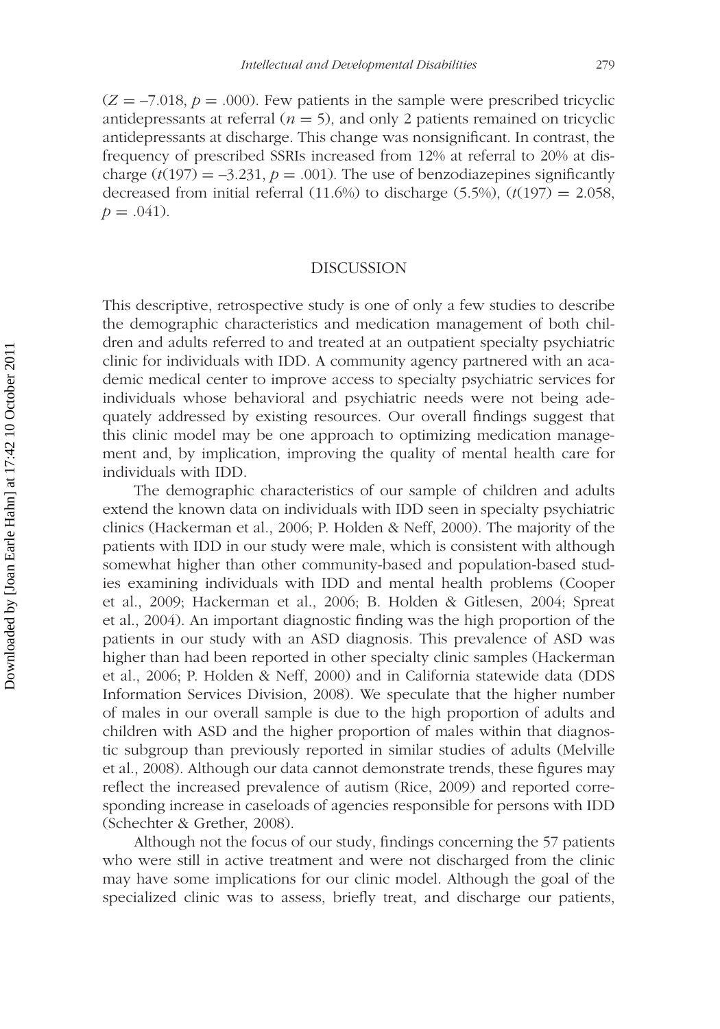($Z = -7.018$, $p = .000$). Few patients in the sample were prescribed tricyclic antidepressants at referral ($n = 5$), and only 2 patients remained on tricyclic antidepressants at discharge. This change was nonsignificant. In contrast, the frequency of prescribed SSRIs increased from 12% at referral to 20% at discharge ($t(197) = -3.231$, $p = .001$). The use of benzodiazepines significantly decreased from initial referral (11.6%) to discharge (5.5%), ($t(197) = 2.058$, $p = .041$).

## DISCUSSION

This descriptive, retrospective study is one of only a few studies to describe the demographic characteristics and medication management of both children and adults referred to and treated at an outpatient specialty psychiatric clinic for individuals with IDD. A community agency partnered with an academic medical center to improve access to specialty psychiatric services for individuals whose behavioral and psychiatric needs were not being adequately addressed by existing resources. Our overall findings suggest that this clinic model may be one approach to optimizing medication management and, by implication, improving the quality of mental health care for individuals with IDD.

The demographic characteristics of our sample of children and adults extend the known data on individuals with IDD seen in specialty psychiatric clinics (Hackerman et al., 2006; P. Holden & Neff, 2000). The majority of the patients with IDD in our study were male, which is consistent with although somewhat higher than other community-based and population-based studies examining individuals with IDD and mental health problems (Cooper et al., 2009; Hackerman et al., 2006; B. Holden & Gitlesen, 2004; Spreat et al., 2004). An important diagnostic finding was the high proportion of the patients in our study with an ASD diagnosis. This prevalence of ASD was higher than had been reported in other specialty clinic samples (Hackerman et al., 2006; P. Holden & Neff, 2000) and in California statewide data (DDS Information Services Division, 2008). We speculate that the higher number of males in our overall sample is due to the high proportion of adults and children with ASD and the higher proportion of males within that diagnostic subgroup than previously reported in similar studies of adults (Melville et al., 2008). Although our data cannot demonstrate trends, these figures may reflect the increased prevalence of autism (Rice, 2009) and reported corresponding increase in caseloads of agencies responsible for persons with IDD (Schechter & Grether, 2008).

Although not the focus of our study, findings concerning the 57 patients who were still in active treatment and were not discharged from the clinic may have some implications for our clinic model. Although the goal of the specialized clinic was to assess, briefly treat, and discharge our patients,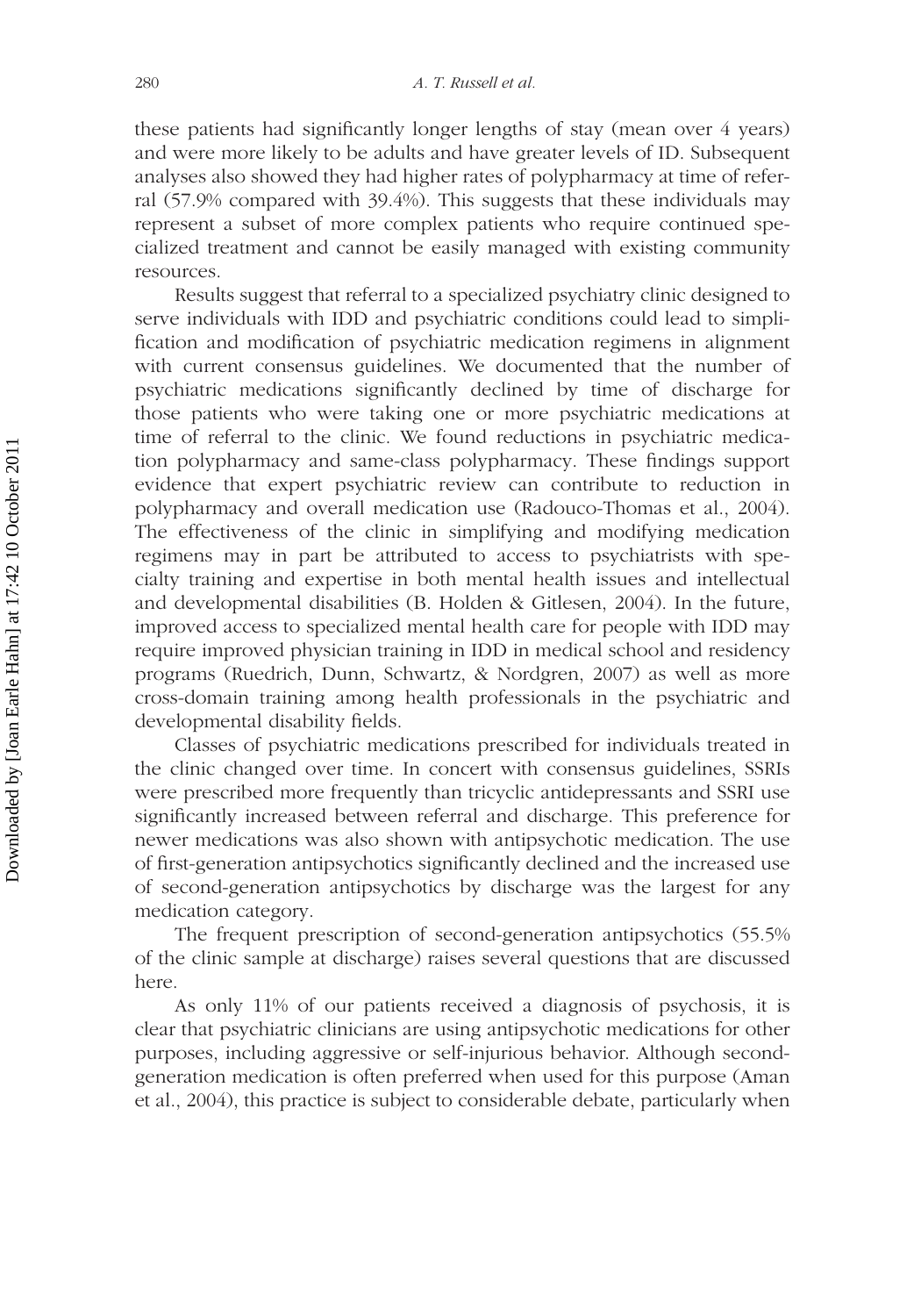these patients had significantly longer lengths of stay (mean over 4 years) and were more likely to be adults and have greater levels of ID. Subsequent analyses also showed they had higher rates of polypharmacy at time of referral (57.9% compared with 39.4%). This suggests that these individuals may represent a subset of more complex patients who require continued specialized treatment and cannot be easily managed with existing community resources.

Results suggest that referral to a specialized psychiatry clinic designed to serve individuals with IDD and psychiatric conditions could lead to simplification and modification of psychiatric medication regimens in alignment with current consensus guidelines. We documented that the number of psychiatric medications significantly declined by time of discharge for those patients who were taking one or more psychiatric medications at time of referral to the clinic. We found reductions in psychiatric medication polypharmacy and same-class polypharmacy. These findings support evidence that expert psychiatric review can contribute to reduction in polypharmacy and overall medication use (Radouco-Thomas et al., 2004). The effectiveness of the clinic in simplifying and modifying medication regimens may in part be attributed to access to psychiatrists with specialty training and expertise in both mental health issues and intellectual and developmental disabilities (B. Holden & Gitlesen, 2004). In the future, improved access to specialized mental health care for people with IDD may require improved physician training in IDD in medical school and residency programs (Ruedrich, Dunn, Schwartz, & Nordgren, 2007) as well as more cross-domain training among health professionals in the psychiatric and developmental disability fields.

Classes of psychiatric medications prescribed for individuals treated in the clinic changed over time. In concert with consensus guidelines, SSRIs were prescribed more frequently than tricyclic antidepressants and SSRI use significantly increased between referral and discharge. This preference for newer medications was also shown with antipsychotic medication. The use of first-generation antipsychotics significantly declined and the increased use of second-generation antipsychotics by discharge was the largest for any medication category.

The frequent prescription of second-generation antipsychotics (55.5% of the clinic sample at discharge) raises several questions that are discussed here.

As only 11% of our patients received a diagnosis of psychosis, it is clear that psychiatric clinicians are using antipsychotic medications for other purposes, including aggressive or self-injurious behavior. Although second-generation medication is often preferred when used for this purpose (Aman et al., 2004), this practice is subject to considerable debate, particularly when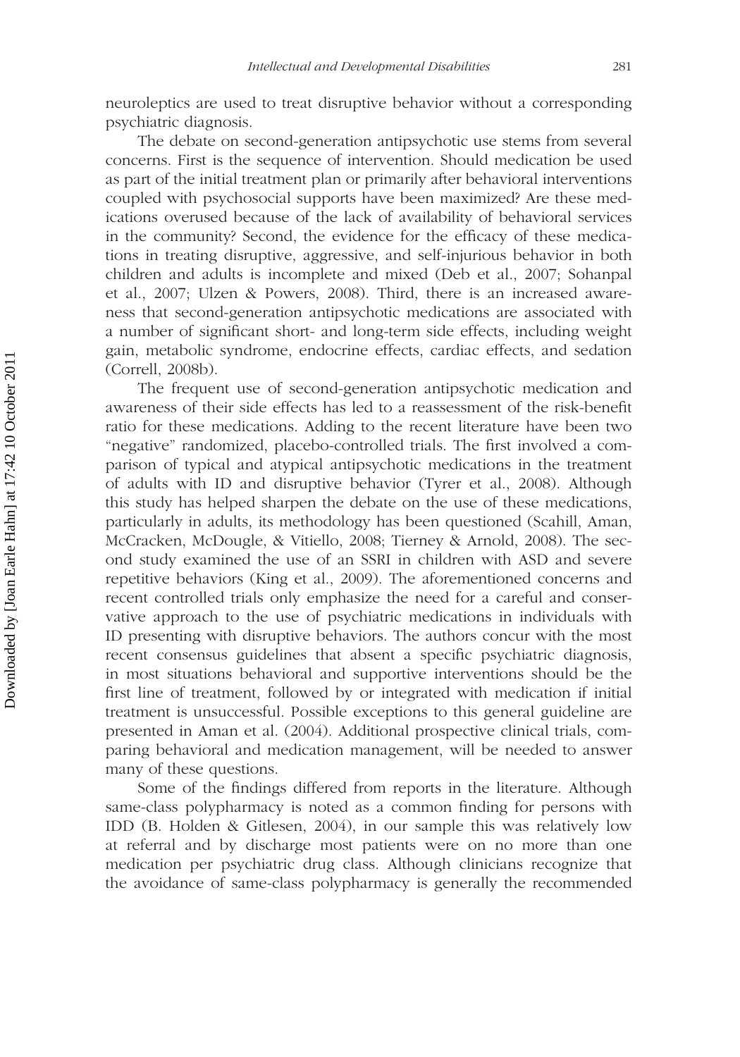neuroleptics are used to treat disruptive behavior without a corresponding psychiatric diagnosis.

The debate on second-generation antipsychotic use stems from several concerns. First is the sequence of intervention. Should medication be used as part of the initial treatment plan or primarily after behavioral interventions coupled with psychosocial supports have been maximized? Are these medications overused because of the lack of availability of behavioral services in the community? Second, the evidence for the efficacy of these medications in treating disruptive, aggressive, and self-injurious behavior in both children and adults is incomplete and mixed (Deb et al., 2007; Sohanpal et al., 2007; Ulzen & Powers, 2008). Third, there is an increased awareness that second-generation antipsychotic medications are associated with a number of significant short- and long-term side effects, including weight gain, metabolic syndrome, endocrine effects, cardiac effects, and sedation (Correll, 2008b).

The frequent use of second-generation antipsychotic medication and awareness of their side effects has led to a reassessment of the risk-benefit ratio for these medications. Adding to the recent literature have been two "negative" randomized, placebo-controlled trials. The first involved a comparison of typical and atypical antipsychotic medications in the treatment of adults with ID and disruptive behavior (Tyrer et al., 2008). Although this study has helped sharpen the debate on the use of these medications, particularly in adults, its methodology has been questioned (Scahill, Aman, McCracken, McDougle, & Vitiello, 2008; Tierney & Arnold, 2008). The second study examined the use of an SSRI in children with ASD and severe repetitive behaviors (King et al., 2009). The aforementioned concerns and recent controlled trials only emphasize the need for a careful and conservative approach to the use of psychiatric medications in individuals with ID presenting with disruptive behaviors. The authors concur with the most recent consensus guidelines that absent a specific psychiatric diagnosis, in most situations behavioral and supportive interventions should be the first line of treatment, followed by or integrated with medication if initial treatment is unsuccessful. Possible exceptions to this general guideline are presented in Aman et al. (2004). Additional prospective clinical trials, comparing behavioral and medication management, will be needed to answer many of these questions.

Some of the findings differed from reports in the literature. Although same-class polypharmacy is noted as a common finding for persons with IDD (B. Holden & Gitlesen, 2004), in our sample this was relatively low at referral and by discharge most patients were on no more than one medication per psychiatric drug class. Although clinicians recognize that the avoidance of same-class polypharmacy is generally the recommended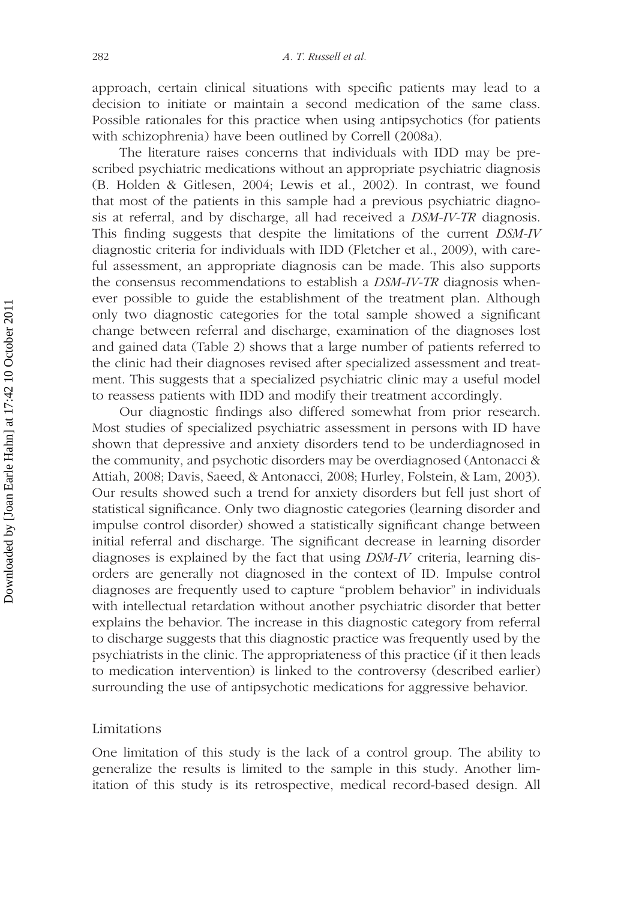approach, certain clinical situations with specific patients may lead to a decision to initiate or maintain a second medication of the same class. Possible rationales for this practice when using antipsychotics (for patients with schizophrenia) have been outlined by Correll (2008a).

The literature raises concerns that individuals with IDD may be prescribed psychiatric medications without an appropriate psychiatric diagnosis (B. Holden & Gitlesen, 2004; Lewis et al., 2002). In contrast, we found that most of the patients in this sample had a previous psychiatric diagnosis at referral, and by discharge, all had received a *DSM-IV-TR* diagnosis. This finding suggests that despite the limitations of the current *DSM-IV* diagnostic criteria for individuals with IDD (Fletcher et al., 2009), with careful assessment, an appropriate diagnosis can be made. This also supports the consensus recommendations to establish a *DSM-IV-TR* diagnosis whenever possible to guide the establishment of the treatment plan. Although only two diagnostic categories for the total sample showed a significant change between referral and discharge, examination of the diagnoses lost and gained data (Table 2) shows that a large number of patients referred to the clinic had their diagnoses revised after specialized assessment and treatment. This suggests that a specialized psychiatric clinic may a useful model to reassess patients with IDD and modify their treatment accordingly.

Our diagnostic findings also differed somewhat from prior research. Most studies of specialized psychiatric assessment in persons with ID have shown that depressive and anxiety disorders tend to be underdiagnosed in the community, and psychotic disorders may be overdiagnosed (Antonacci & Attiah, 2008; Davis, Saeed, & Antonacci, 2008; Hurley, Folstein, & Lam, 2003). Our results showed such a trend for anxiety disorders but fell just short of statistical significance. Only two diagnostic categories (learning disorder and impulse control disorder) showed a statistically significant change between initial referral and discharge. The significant decrease in learning disorder diagnoses is explained by the fact that using *DSM-IV* criteria, learning disorders are generally not diagnosed in the context of ID. Impulse control diagnoses are frequently used to capture "problem behavior" in individuals with intellectual retardation without another psychiatric disorder that better explains the behavior. The increase in this diagnostic category from referral to discharge suggests that this diagnostic practice was frequently used by the psychiatrists in the clinic. The appropriateness of this practice (if it then leads to medication intervention) is linked to the controversy (described earlier) surrounding the use of antipsychotic medications for aggressive behavior.

## Limitations

One limitation of this study is the lack of a control group. The ability to generalize the results is limited to the sample in this study. Another limitation of this study is its retrospective, medical record-based design. All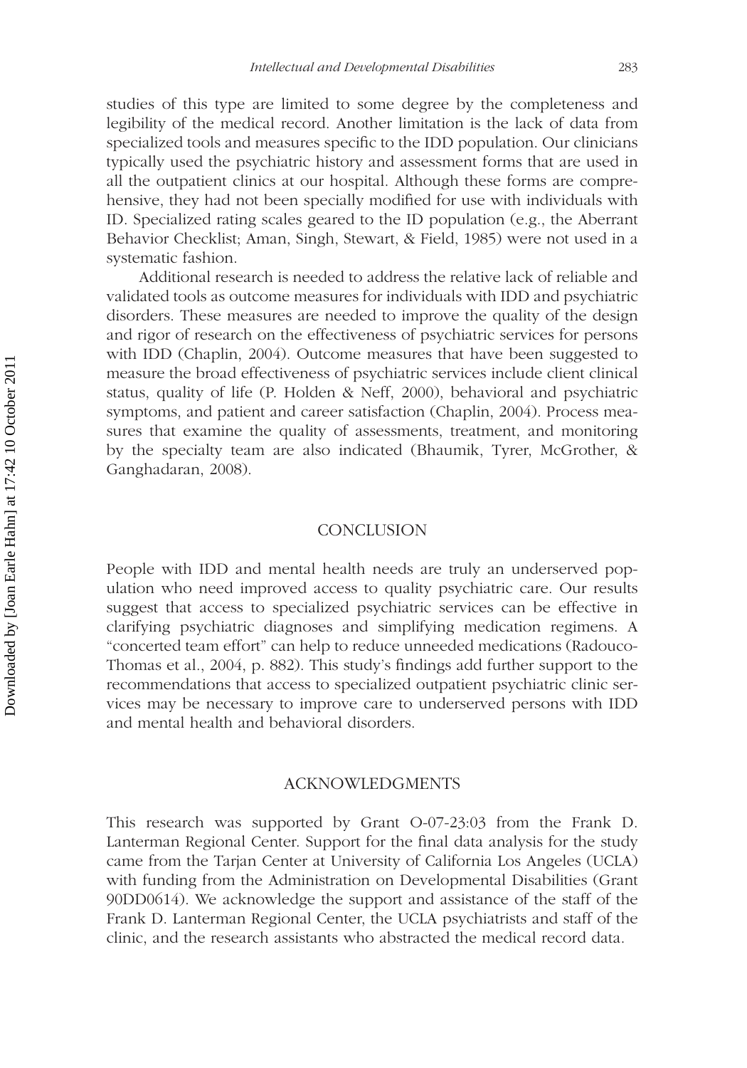studies of this type are limited to some degree by the completeness and legibility of the medical record. Another limitation is the lack of data from specialized tools and measures specific to the IDD population. Our clinicians typically used the psychiatric history and assessment forms that are used in all the outpatient clinics at our hospital. Although these forms are comprehensive, they had not been specially modified for use with individuals with ID. Specialized rating scales geared to the ID population (e.g., the Aberrant Behavior Checklist; Aman, Singh, Stewart, & Field, 1985) were not used in a systematic fashion.

Additional research is needed to address the relative lack of reliable and validated tools as outcome measures for individuals with IDD and psychiatric disorders. These measures are needed to improve the quality of the design and rigor of research on the effectiveness of psychiatric services for persons with IDD (Chaplin, 2004). Outcome measures that have been suggested to measure the broad effectiveness of psychiatric services include client clinical status, quality of life (P. Holden & Neff, 2000), behavioral and psychiatric symptoms, and patient and career satisfaction (Chaplin, 2004). Process measures that examine the quality of assessments, treatment, and monitoring by the specialty team are also indicated (Bhaumik, Tyrer, McGrother, & Ganghadaran, 2008).

## CONCLUSION

People with IDD and mental health needs are truly an underserved population who need improved access to quality psychiatric care. Our results suggest that access to specialized psychiatric services can be effective in clarifying psychiatric diagnoses and simplifying medication regimens. A "concerted team effort" can help to reduce unneeded medications (Radouco-Thomas et al., 2004, p. 882). This study's findings add further support to the recommendations that access to specialized outpatient psychiatric clinic services may be necessary to improve care to underserved persons with IDD and mental health and behavioral disorders.

## ACKNOWLEDGMENTS

This research was supported by Grant O-07-23:03 from the Frank D. Lanterman Regional Center. Support for the final data analysis for the study came from the Tarjan Center at University of California Los Angeles (UCLA) with funding from the Administration on Developmental Disabilities (Grant 90DD0614). We acknowledge the support and assistance of the staff of the Frank D. Lanterman Regional Center, the UCLA psychiatrists and staff of the clinic, and the research assistants who abstracted the medical record data.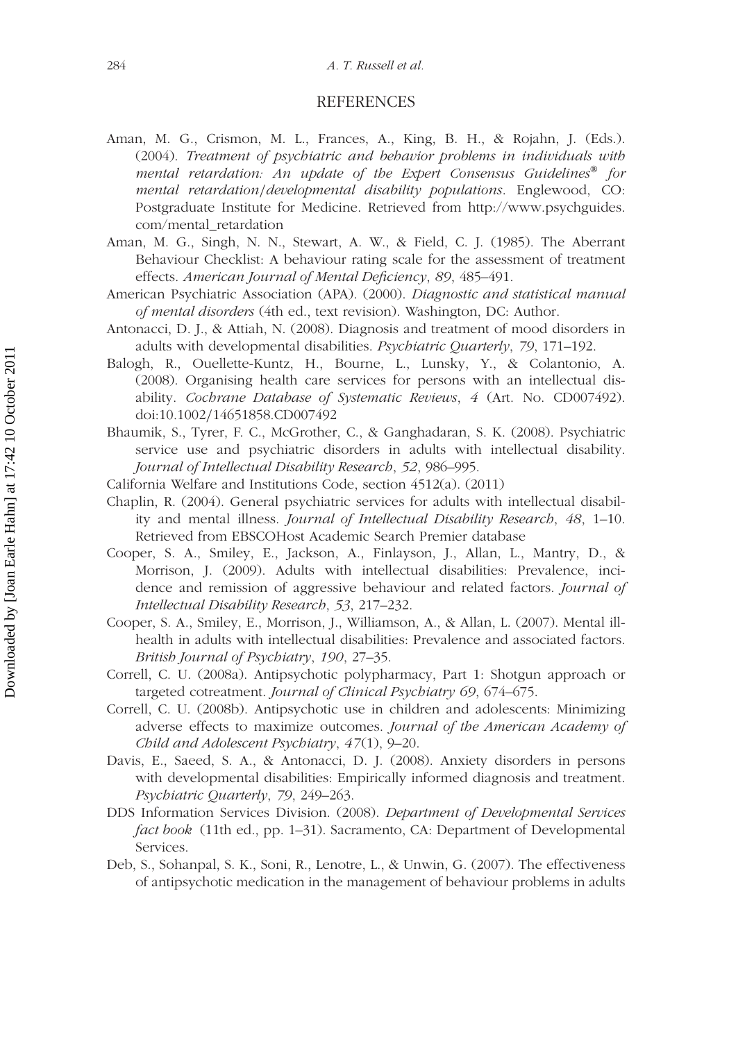## REFERENCES

Aman, M. G., Crismon, M. L., Frances, A., King, B. H., & Rojahn, J. (Eds.). (2004). *Treatment of psychiatric and behavior problems in individuals with mental retardation: An update of the Expert Consensus Guidelines® for mental retardation/developmental disability populations*. Englewood, CO: Postgraduate Institute for Medicine. Retrieved from http://www.psychguides.com/mental_retardation

Aman, M. G., Singh, N. N., Stewart, A. W., & Field, C. J. (1985). The Aberrant Behaviour Checklist: A behaviour rating scale for the assessment of treatment effects. *American Journal of Mental Deficiency*, *89*, 485–491.

American Psychiatric Association (APA). (2000). *Diagnostic and statistical manual of mental disorders* (4th ed., text revision). Washington, DC: Author.

Antonacci, D. J., & Attiah, N. (2008). Diagnosis and treatment of mood disorders in adults with developmental disabilities. *Psychiatric Quarterly*, *79*, 171–192.

Balogh, R., Ouellette-Kuntz, H., Bourne, L., Lunsky, Y., & Colantonio, A. (2008). Organising health care services for persons with an intellectual disability. *Cochrane Database of Systematic Reviews*, *4* (Art. No. CD007492). doi:10.1002/14651858.CD007492

Bhaumik, S., Tyrer, F. C., McGrother, C., & Ganghadaran, S. K. (2008). Psychiatric service use and psychiatric disorders in adults with intellectual disability. *Journal of Intellectual Disability Research*, *52*, 986–995.

California Welfare and Institutions Code, section 4512(a). (2011)

Chaplin, R. (2004). General psychiatric services for adults with intellectual disability and mental illness. *Journal of Intellectual Disability Research*, *48*, 1–10. Retrieved from EBSCOHost Academic Search Premier database

Cooper, S. A., Smiley, E., Jackson, A., Finlayson, J., Allan, L., Mantry, D., & Morrison, J. (2009). Adults with intellectual disabilities: Prevalence, incidence and remission of aggressive behaviour and related factors. *Journal of Intellectual Disability Research*, *53*, 217–232.

Cooper, S. A., Smiley, E., Morrison, J., Williamson, A., & Allan, L. (2007). Mental ill-health in adults with intellectual disabilities: Prevalence and associated factors. *British Journal of Psychiatry*, *190*, 27–35.

Correll, C. U. (2008a). Antipsychotic polypharmacy, Part 1: Shotgun approach or targeted cotreatment. *Journal of Clinical Psychiatry 69*, 674–675.

Correll, C. U. (2008b). Antipsychotic use in children and adolescents: Minimizing adverse effects to maximize outcomes. *Journal of the American Academy of Child and Adolescent Psychiatry*, *47*(1), 9–20.

Davis, E., Saeed, S. A., & Antonacci, D. J. (2008). Anxiety disorders in persons with developmental disabilities: Empirically informed diagnosis and treatment. *Psychiatric Quarterly*, *79*, 249–263.

DDS Information Services Division. (2008). *Department of Developmental Services fact book* (11th ed., pp. 1–31). Sacramento, CA: Department of Developmental Services.

Deb, S., Sohanpal, S. K., Soni, R., Lenotre, L., & Unwin, G. (2007). The effectiveness of antipsychotic medication in the management of behaviour problems in adults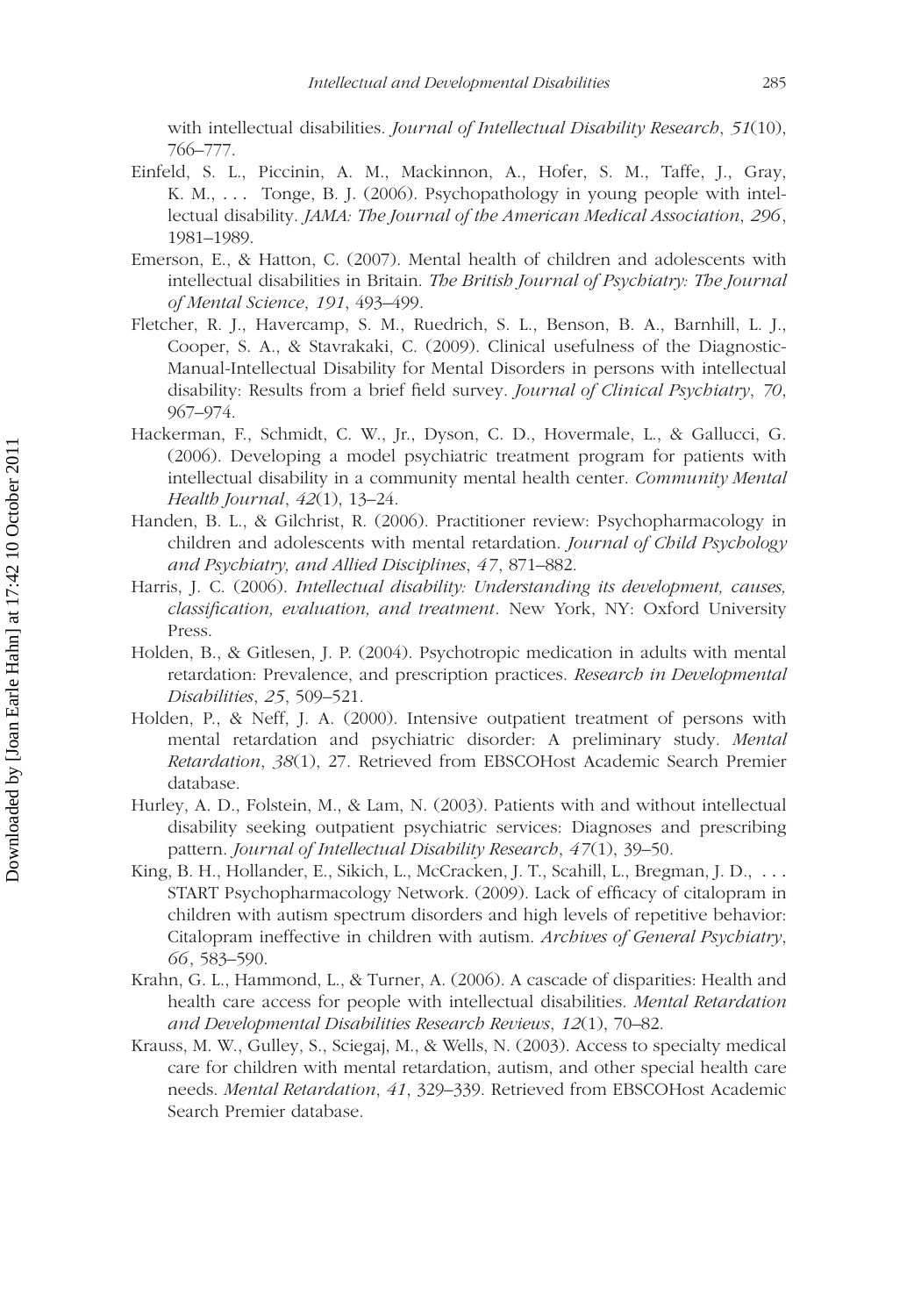with intellectual disabilities. *Journal of Intellectual Disability Research*, *51*(10), 766–777.

Einfeld, S. L., Piccinin, A. M., Mackinnon, A., Hofer, S. M., Taffe, J., Gray, K. M., . . . Tonge, B. J. (2006). Psychopathology in young people with intellectual disability. *JAMA: The Journal of the American Medical Association*, *296*, 1981–1989.

Emerson, E., & Hatton, C. (2007). Mental health of children and adolescents with intellectual disabilities in Britain. *The British Journal of Psychiatry: The Journal of Mental Science*, *191*, 493–499.

Fletcher, R. J., Havercamp, S. M., Ruedrich, S. L., Benson, B. A., Barnhill, L. J., Cooper, S. A., & Stavrakaki, C. (2009). Clinical usefulness of the Diagnostic-Manual-Intellectual Disability for Mental Disorders in persons with intellectual disability: Results from a brief field survey. *Journal of Clinical Psychiatry*, *70*, 967–974.

Hackerman, F., Schmidt, C. W., Jr., Dyson, C. D., Hovermale, L., & Gallucci, G. (2006). Developing a model psychiatric treatment program for patients with intellectual disability in a community mental health center. *Community Mental Health Journal*, *42*(1), 13–24.

Handen, B. L., & Gilchrist, R. (2006). Practitioner review: Psychopharmacology in children and adolescents with mental retardation. *Journal of Child Psychology and Psychiatry, and Allied Disciplines*, *47*, 871–882.

Harris, J. C. (2006). *Intellectual disability: Understanding its development, causes, classification, evaluation, and treatment*. New York, NY: Oxford University Press.

Holden, B., & Gitlesen, J. P. (2004). Psychotropic medication in adults with mental retardation: Prevalence, and prescription practices. *Research in Developmental Disabilities*, *25*, 509–521.

Holden, P., & Neff, J. A. (2000). Intensive outpatient treatment of persons with mental retardation and psychiatric disorder: A preliminary study. *Mental Retardation*, *38*(1), 27. Retrieved from EBSCOHost Academic Search Premier database.

Hurley, A. D., Folstein, M., & Lam, N. (2003). Patients with and without intellectual disability seeking outpatient psychiatric services: Diagnoses and prescribing pattern. *Journal of Intellectual Disability Research*, *47*(1), 39–50.

King, B. H., Hollander, E., Sikich, L., McCracken, J. T., Scahill, L., Bregman, J. D., . . . START Psychopharmacology Network. (2009). Lack of efficacy of citalopram in children with autism spectrum disorders and high levels of repetitive behavior: Citalopram ineffective in children with autism. *Archives of General Psychiatry*, *66*, 583–590.

Krahn, G. L., Hammond, L., & Turner, A. (2006). A cascade of disparities: Health and health care access for people with intellectual disabilities. *Mental Retardation and Developmental Disabilities Research Reviews*, *12*(1), 70–82.

Krauss, M. W., Gulley, S., Sciegaj, M., & Wells, N. (2003). Access to specialty medical care for children with mental retardation, autism, and other special health care needs. *Mental Retardation*, *41*, 329–339. Retrieved from EBSCOHost Academic Search Premier database.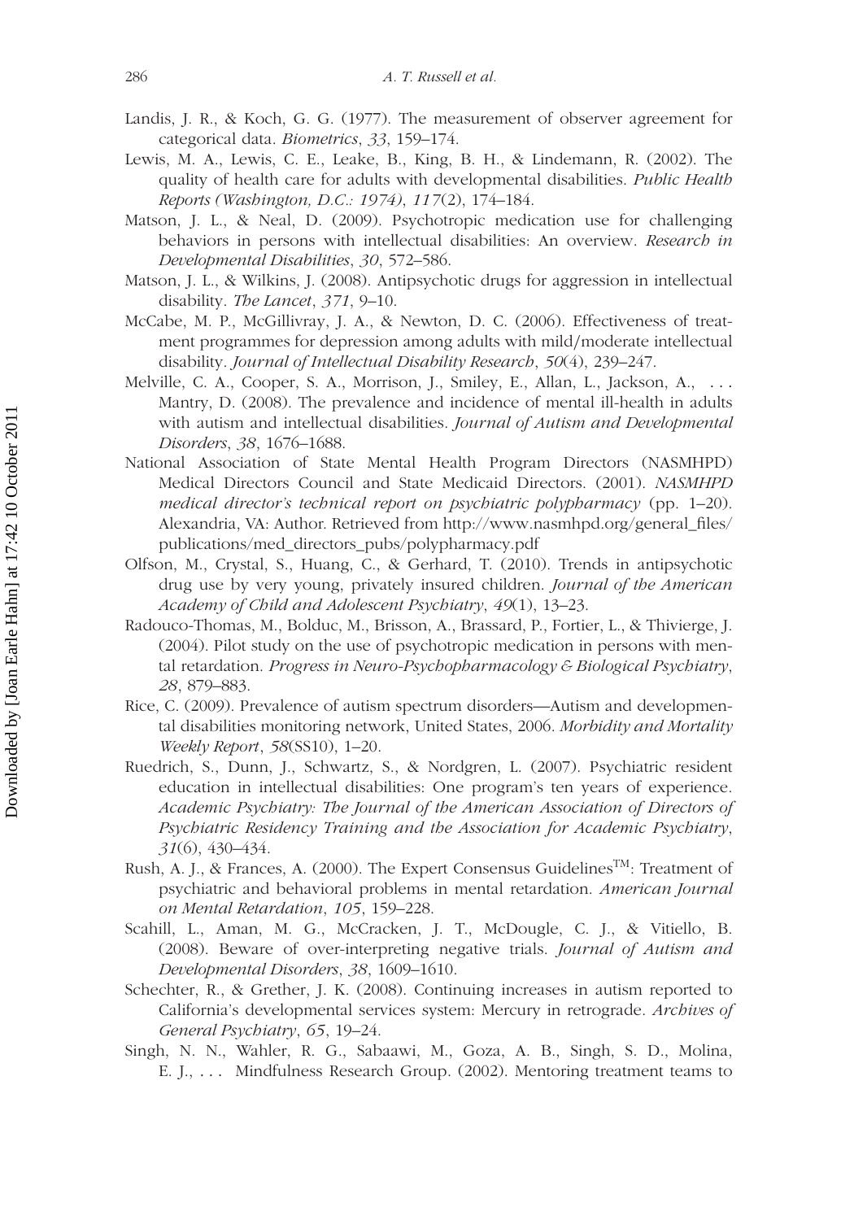Landis, J. R., & Koch, G. G. (1977). The measurement of observer agreement for categorical data. *Biometrics*, *33*, 159–174.

Lewis, M. A., Lewis, C. E., Leake, B., King, B. H., & Lindemann, R. (2002). The quality of health care for adults with developmental disabilities. *Public Health Reports (Washington, D.C.: 1974)*, *117*(2), 174–184.

Matson, J. L., & Neal, D. (2009). Psychotropic medication use for challenging behaviors in persons with intellectual disabilities: An overview. *Research in Developmental Disabilities*, *30*, 572–586.

Matson, J. L., & Wilkins, J. (2008). Antipsychotic drugs for aggression in intellectual disability. *The Lancet*, *371*, 9–10.

McCabe, M. P., McGillivray, J. A., & Newton, D. C. (2006). Effectiveness of treatment programmes for depression among adults with mild/moderate intellectual disability. *Journal of Intellectual Disability Research*, *50*(4), 239–247.

Melville, C. A., Cooper, S. A., Morrison, J., Smiley, E., Allan, L., Jackson, A., ... Mantry, D. (2008). The prevalence and incidence of mental ill-health in adults with autism and intellectual disabilities. *Journal of Autism and Developmental Disorders*, *38*, 1676–1688.

National Association of State Mental Health Program Directors (NASMHPD) Medical Directors Council and State Medicaid Directors. (2001). *NASMHPD medical director's technical report on psychiatric polypharmacy* (pp. 1–20). Alexandria, VA: Author. Retrieved from http://www.nasmhpd.org/general_files/publications/med_directors_pubs/polypharmacy.pdf

Olfson, M., Crystal, S., Huang, C., & Gerhard, T. (2010). Trends in antipsychotic drug use by very young, privately insured children. *Journal of the American Academy of Child and Adolescent Psychiatry*, *49*(1), 13–23.

Radouco-Thomas, M., Bolduc, M., Brisson, A., Brassard, P., Fortier, L., & Thivierge, J. (2004). Pilot study on the use of psychotropic medication in persons with mental retardation. *Progress in Neuro-Psychopharmacology & Biological Psychiatry*, *28*, 879–883.

Rice, C. (2009). Prevalence of autism spectrum disorders—Autism and developmental disabilities monitoring network, United States, 2006. *Morbidity and Mortality Weekly Report*, *58*(SS10), 1–20.

Ruedrich, S., Dunn, J., Schwartz, S., & Nordgren, L. (2007). Psychiatric resident education in intellectual disabilities: One program's ten years of experience. *Academic Psychiatry: The Journal of the American Association of Directors of Psychiatric Residency Training and the Association for Academic Psychiatry*, *31*(6), 430–434.

Rush, A. J., & Frances, A. (2000). The Expert Consensus Guidelines™: Treatment of psychiatric and behavioral problems in mental retardation. *American Journal on Mental Retardation*, *105*, 159–228.

Scahill, L., Aman, M. G., McCracken, J. T., McDougle, C. J., & Vitiello, B. (2008). Beware of over-interpreting negative trials. *Journal of Autism and Developmental Disorders*, *38*, 1609–1610.

Schechter, R., & Grether, J. K. (2008). Continuing increases in autism reported to California's developmental services system: Mercury in retrograde. *Archives of General Psychiatry*, *65*, 19–24.

Singh, N. N., Wahler, R. G., Sabaawi, M., Goza, A. B., Singh, S. D., Molina, E. J., ... Mindfulness Research Group. (2002). Mentoring treatment teams to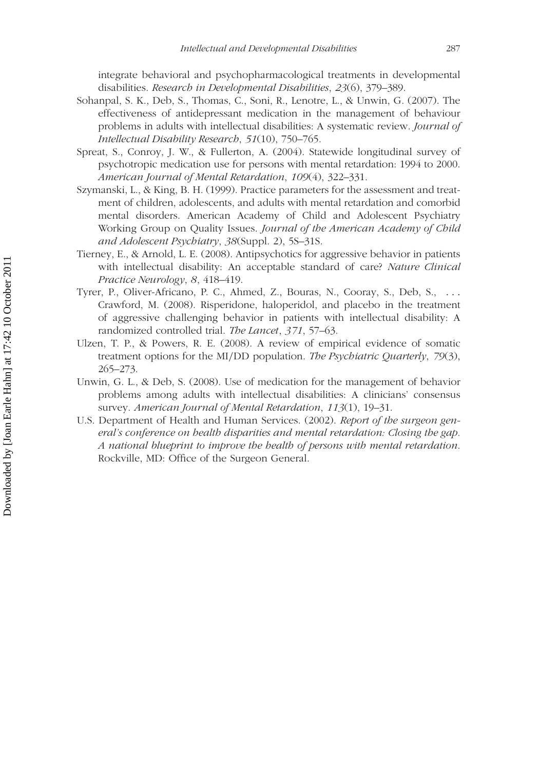integrate behavioral and psychopharmacological treatments in developmental disabilities. *Research in Developmental Disabilities*, *23*(6), 379–389.

Sohanpal, S. K., Deb, S., Thomas, C., Soni, R., Lenotre, L., & Unwin, G. (2007). The effectiveness of antidepressant medication in the management of behaviour problems in adults with intellectual disabilities: A systematic review. *Journal of Intellectual Disability Research*, *51*(10), 750–765.

Spreat, S., Conroy, J. W., & Fullerton, A. (2004). Statewide longitudinal survey of psychotropic medication use for persons with mental retardation: 1994 to 2000. *American Journal of Mental Retardation*, *109*(4), 322–331.

Szymanski, L., & King, B. H. (1999). Practice parameters for the assessment and treatment of children, adolescents, and adults with mental retardation and comorbid mental disorders. American Academy of Child and Adolescent Psychiatry Working Group on Quality Issues. *Journal of the American Academy of Child and Adolescent Psychiatry*, *38*(Suppl. 2), 5S–31S.

Tierney, E., & Arnold, L. E. (2008). Antipsychotics for aggressive behavior in patients with intellectual disability: An acceptable standard of care? *Nature Clinical Practice Neurology*, *8*, 418–419.

Tyrer, P., Oliver-Africano, P. C., Ahmed, Z., Bouras, N., Cooray, S., Deb, S., ... Crawford, M. (2008). Risperidone, haloperidol, and placebo in the treatment of aggressive challenging behavior in patients with intellectual disability: A randomized controlled trial. *The Lancet*, *371*, 57–63.

Ulzen, T. P., & Powers, R. E. (2008). A review of empirical evidence of somatic treatment options for the MI/DD population. *The Psychiatric Quarterly*, *79*(3), 265–273.

Unwin, G. L., & Deb, S. (2008). Use of medication for the management of behavior problems among adults with intellectual disabilities: A clinicians' consensus survey. *American Journal of Mental Retardation*, *113*(1), 19–31.

U.S. Department of Health and Human Services. (2002). *Report of the surgeon general's conference on health disparities and mental retardation: Closing the gap. A national blueprint to improve the health of persons with mental retardation*. Rockville, MD: Office of the Surgeon General.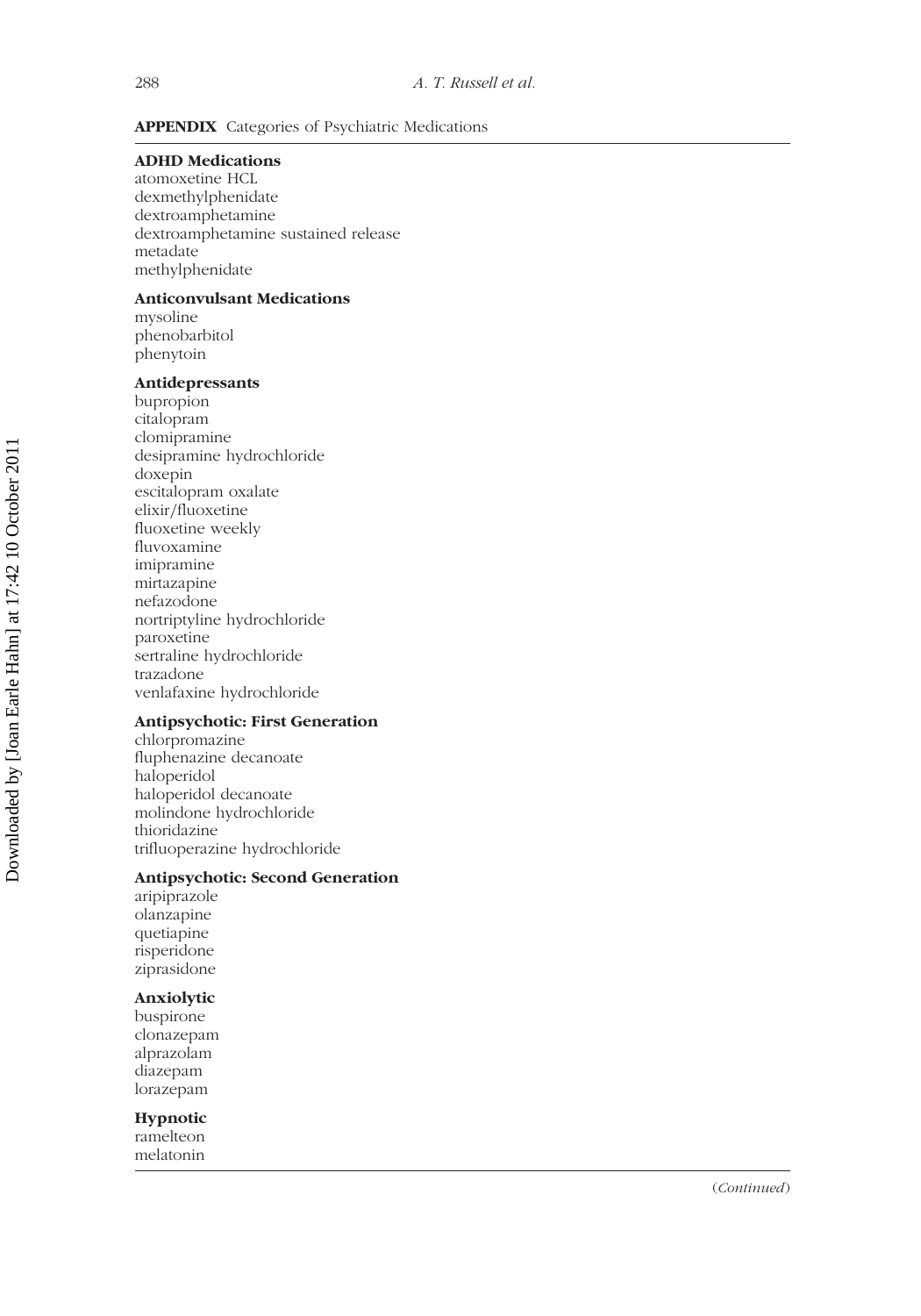**APPENDIX** Categories of Psychiatric Medications

**ADHD Medications**
atomoxetine HCL
dexmethylphenidate
dextroamphetamine
dextroamphetamine sustained release
metadate
methylphenidate

**Anticonvulsant Medications**
mysoline
phenobarbitol
phenytoin

**Antidepressants**
bupropion
citalopram
clomipramine
desipramine hydrochloride
doxepin
escitalopram oxalate
elixir/fluoxetine
fluoxetine weekly
fluvoxamine
imipramine
mirtazapine
nefazodone
nortriptyline hydrochloride
paroxetine
sertraline hydrochloride
trazadone
venlafaxine hydrochloride

**Antipsychotic: First Generation**
chlorpromazine
fluphenazine decanoate
haloperidol
haloperidol decanoate
molindone hydrochloride
thioridazine
trifluoperazine hydrochloride

**Antipsychotic: Second Generation**
aripiprazole
olanzapine
quetiapine
risperidone
ziprasidone

**Anxiolytic**
buspirone
clonazepam
alprazolam
diazepam
lorazepam

**Hypnotic**
ramelteon
melatonin

(*Continued*)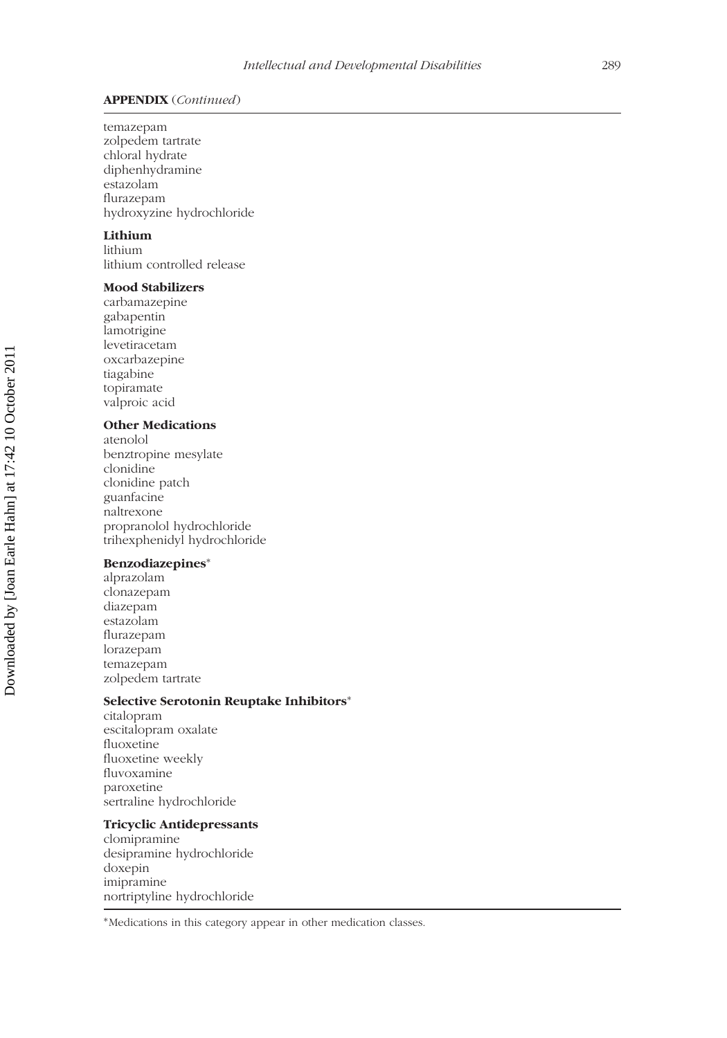**APPENDIX** (*Continued*)

temazepam
zolpedem tartrate
chloral hydrate
diphenhydramine
estazolam
flurazepam
hydroxyzine hydrochloride

**Lithium**

lithium
lithium controlled release

**Mood Stabilizers**

carbamazepine
gabapentin
lamotrigine
levetiracetam
oxcarbazepine
tiagabine
topiramate
valproic acid

**Other Medications**

atenolol
benztropine mesylate
clonidine
clonidine patch
guanfacine
naltrexone
propranolol hydrochloride
trihexphenidyl hydrochloride

**Benzodiazepines***

alprazolam
clonazepam
diazepam
estazolam
flurazepam
lorazepam
temazepam
zolpedem tartrate

**Selective Serotonin Reuptake Inhibitors***

citalopram
escitalopram oxalate
fluoxetine
fluoxetine weekly
fluvoxamine
paroxetine
sertraline hydrochloride

**Tricyclic Antidepressants**

clomipramine
desipramine hydrochloride
doxepin
imipramine
nortriptyline hydrochloride

*Medications in this category appear in other medication classes.